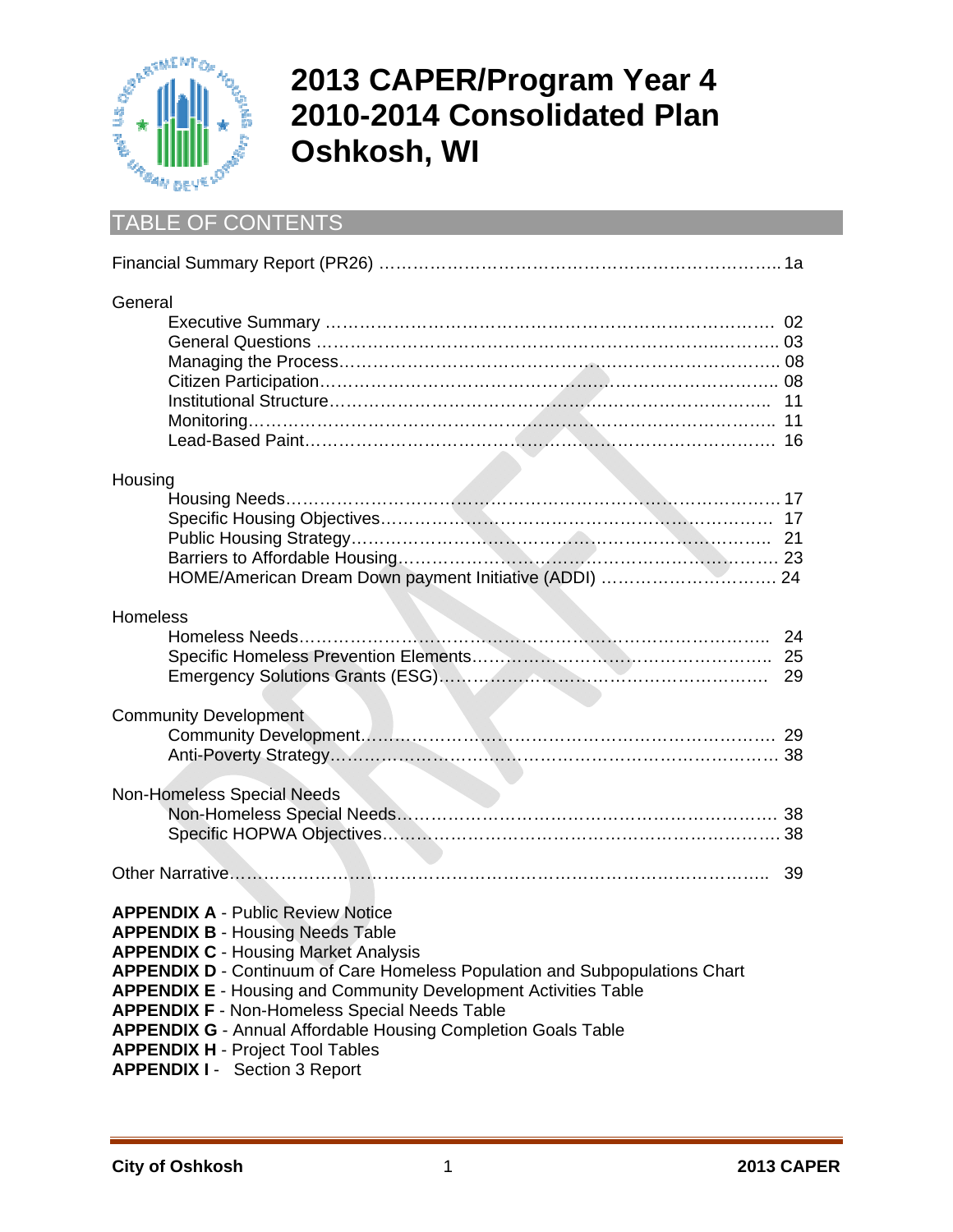# 2013 CAPER/Program Year 4
# 2010-2014 Consolidated Plan
# Oshkosh, WI

## TABLE OF CONTENTS

Financial Summary Report (PR26) ........................................................... 1a

General
- Executive Summary ........................................................................ 02
- General Questions .......................................................................... 03
- Managing the Process...................................................................... 08
- Citizen Participation......................................................................... 08
- Institutional Structure....................................................................... 11
- Monitoring........................................................................................ 11
- Lead-Based Paint............................................................................. 16

Housing
- Housing Needs.................................................................................. 17
- Specific Housing Objectives............................................................. 17
- Public Housing Strategy.................................................................... 21
- Barriers to Affordable Housing.......................................................... 23
- HOME/American Dream Down payment Initiative (ADDI) ................. 24

Homeless
- Homeless Needs................................................................................ 24
- Specific Homeless Prevention Elements........................................... 25
- Emergency Solutions Grants (ESG).................................................. 29

Community Development
- Community Development.................................................................. 29
- Anti-Poverty Strategy........................................................................ 38

Non-Homeless Special Needs
- Non-Homeless Special Needs........................................................... 38
- Specific HOPWA Objectives.............................................................. 38

Other Narrative.......................................................................................... 39

**APPENDIX A** - Public Review Notice
**APPENDIX B** - Housing Needs Table
**APPENDIX C** - Housing Market Analysis
**APPENDIX D** - Continuum of Care Homeless Population and Subpopulations Chart
**APPENDIX E** - Housing and Community Development Activities Table
**APPENDIX F** - Non-Homeless Special Needs Table
**APPENDIX G** - Annual Affordable Housing Completion Goals Table
**APPENDIX H** - Project Tool Tables
**APPENDIX I** - Section 3 Report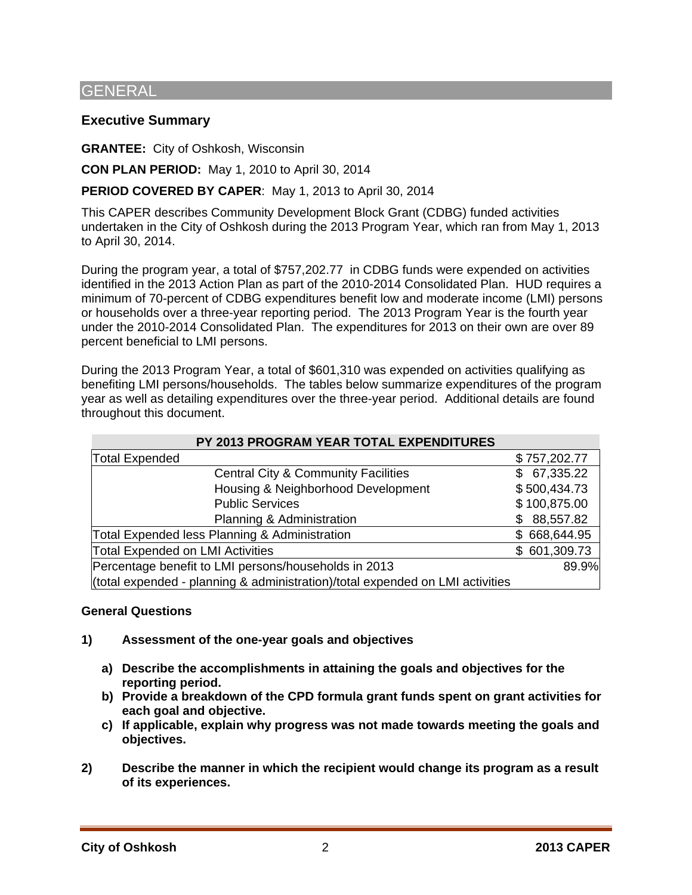# GENERAL

## Executive Summary

**GRANTEE:** City of Oshkosh, Wisconsin

**CON PLAN PERIOD:** May 1, 2010 to April 30, 2014

**PERIOD COVERED BY CAPER**: May 1, 2013 to April 30, 2014

This CAPER describes Community Development Block Grant (CDBG) funded activities undertaken in the City of Oshkosh during the 2013 Program Year, which ran from May 1, 2013 to April 30, 2014.

During the program year, a total of $757,202.77 in CDBG funds were expended on activities identified in the 2013 Action Plan as part of the 2010-2014 Consolidated Plan. HUD requires a minimum of 70-percent of CDBG expenditures benefit low and moderate income (LMI) persons or households over a three-year reporting period. The 2013 Program Year is the fourth year under the 2010-2014 Consolidated Plan. The expenditures for 2013 on their own are over 89 percent beneficial to LMI persons.

During the 2013 Program Year, a total of $601,310 was expended on activities qualifying as benefiting LMI persons/households. The tables below summarize expenditures of the program year as well as detailing expenditures over the three-year period. Additional details are found throughout this document.

| PY 2013 PROGRAM YEAR TOTAL EXPENDITURES | | |
|---|---|---|
| Total Expended | | $ 757,202.77 |
| | Central City & Community Facilities | $ 67,335.22 |
| | Housing & Neighborhood Development | $ 500,434.73 |
| | Public Services | $ 100,875.00 |
| | Planning & Administration | $ 88,557.82 |
| Total Expended less Planning & Administration | | $ 668,644.95 |
| Total Expended on LMI Activities | | $ 601,309.73 |
| Percentage benefit to LMI persons/households in 2013 | | 89.9% |
| (total expended - planning & administration)/total expended on LMI activities | | |

### General Questions

1) **Assessment of the one-year goals and objectives**

   a) **Describe the accomplishments in attaining the goals and objectives for the reporting period.**

   b) **Provide a breakdown of the CPD formula grant funds spent on grant activities for each goal and objective.**

   c) **If applicable, explain why progress was not made towards meeting the goals and objectives.**

2) **Describe the manner in which the recipient would change its program as a result of its experiences.**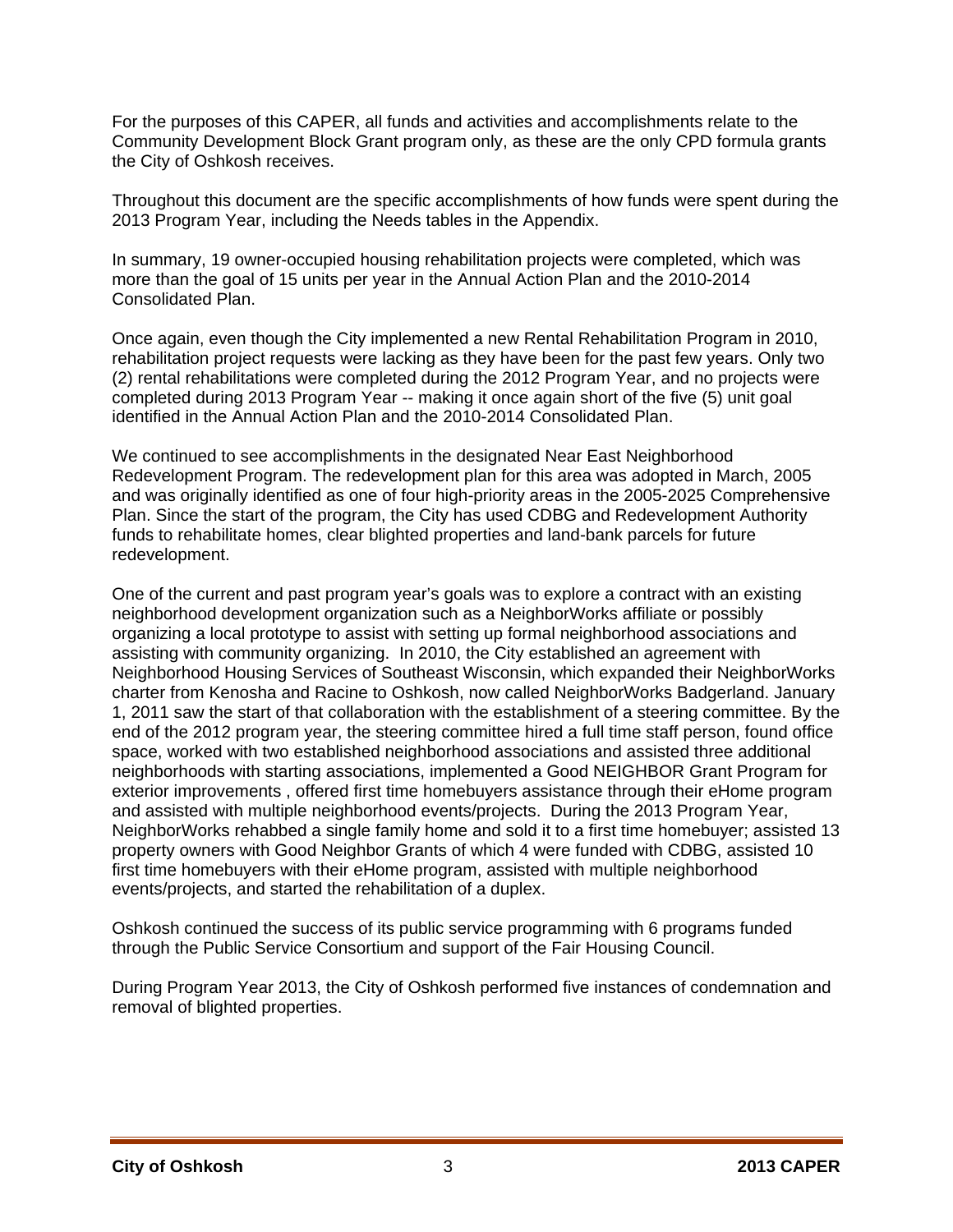For the purposes of this CAPER, all funds and activities and accomplishments relate to the Community Development Block Grant program only, as these are the only CPD formula grants the City of Oshkosh receives.

Throughout this document are the specific accomplishments of how funds were spent during the 2013 Program Year, including the Needs tables in the Appendix.

In summary, 19 owner-occupied housing rehabilitation projects were completed, which was more than the goal of 15 units per year in the Annual Action Plan and the 2010-2014 Consolidated Plan.

Once again, even though the City implemented a new Rental Rehabilitation Program in 2010, rehabilitation project requests were lacking as they have been for the past few years. Only two (2) rental rehabilitations were completed during the 2012 Program Year, and no projects were completed during 2013 Program Year -- making it once again short of the five (5) unit goal identified in the Annual Action Plan and the 2010-2014 Consolidated Plan.

We continued to see accomplishments in the designated Near East Neighborhood Redevelopment Program. The redevelopment plan for this area was adopted in March, 2005 and was originally identified as one of four high-priority areas in the 2005-2025 Comprehensive Plan. Since the start of the program, the City has used CDBG and Redevelopment Authority funds to rehabilitate homes, clear blighted properties and land-bank parcels for future redevelopment.

One of the current and past program year's goals was to explore a contract with an existing neighborhood development organization such as a NeighborWorks affiliate or possibly organizing a local prototype to assist with setting up formal neighborhood associations and assisting with community organizing. In 2010, the City established an agreement with Neighborhood Housing Services of Southeast Wisconsin, which expanded their NeighborWorks charter from Kenosha and Racine to Oshkosh, now called NeighborWorks Badgerland. January 1, 2011 saw the start of that collaboration with the establishment of a steering committee. By the end of the 2012 program year, the steering committee hired a full time staff person, found office space, worked with two established neighborhood associations and assisted three additional neighborhoods with starting associations, implemented a Good NEIGHBOR Grant Program for exterior improvements , offered first time homebuyers assistance through their eHome program and assisted with multiple neighborhood events/projects. During the 2013 Program Year, NeighborWorks rehabbed a single family home and sold it to a first time homebuyer; assisted 13 property owners with Good Neighbor Grants of which 4 were funded with CDBG, assisted 10 first time homebuyers with their eHome program, assisted with multiple neighborhood events/projects, and started the rehabilitation of a duplex.

Oshkosh continued the success of its public service programming with 6 programs funded through the Public Service Consortium and support of the Fair Housing Council.

During Program Year 2013, the City of Oshkosh performed five instances of condemnation and removal of blighted properties.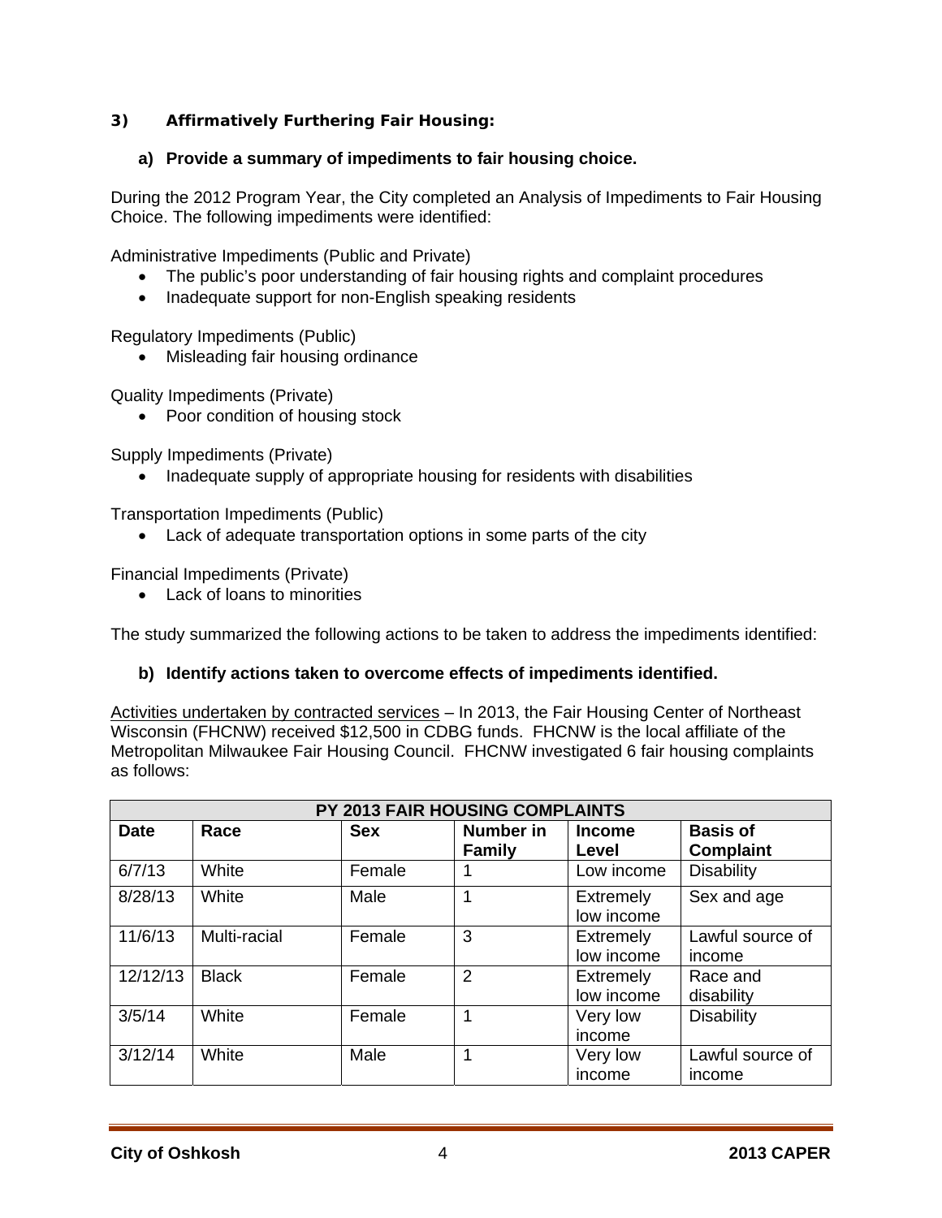### 3) Affirmatively Furthering Fair Housing:

**a) Provide a summary of impediments to fair housing choice.**

During the 2012 Program Year, the City completed an Analysis of Impediments to Fair Housing Choice. The following impediments were identified:

Administrative Impediments (Public and Private)

- The public's poor understanding of fair housing rights and complaint procedures
- Inadequate support for non-English speaking residents

Regulatory Impediments (Public)

- Misleading fair housing ordinance

Quality Impediments (Private)

- Poor condition of housing stock

Supply Impediments (Private)

- Inadequate supply of appropriate housing for residents with disabilities

Transportation Impediments (Public)

- Lack of adequate transportation options in some parts of the city

Financial Impediments (Private)

- Lack of loans to minorities

The study summarized the following actions to be taken to address the impediments identified:

**b) Identify actions taken to overcome effects of impediments identified.**

Activities undertaken by contracted services – In 2013, the Fair Housing Center of Northeast Wisconsin (FHCNW) received $12,500 in CDBG funds. FHCNW is the local affiliate of the Metropolitan Milwaukee Fair Housing Council. FHCNW investigated 6 fair housing complaints as follows:

| PY 2013 FAIR HOUSING COMPLAINTS | | | | | |
|---|---|---|---|---|---|
| **Date** | **Race** | **Sex** | **Number in Family** | **Income Level** | **Basis of Complaint** |
| 6/7/13 | White | Female | 1 | Low income | Disability |
| 8/28/13 | White | Male | 1 | Extremely low income | Sex and age |
| 11/6/13 | Multi-racial | Female | 3 | Extremely low income | Lawful source of income |
| 12/12/13 | Black | Female | 2 | Extremely low income | Race and disability |
| 3/5/14 | White | Female | 1 | Very low income | Disability |
| 3/12/14 | White | Male | 1 | Very low income | Lawful source of income |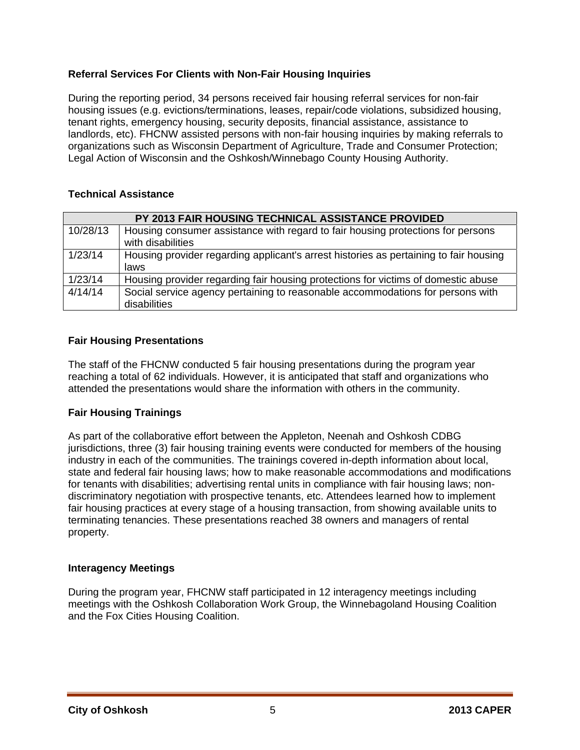### Referral Services For Clients with Non-Fair Housing Inquiries

During the reporting period, 34 persons received fair housing referral services for non-fair housing issues (e.g. evictions/terminations, leases, repair/code violations, subsidized housing, tenant rights, emergency housing, security deposits, financial assistance, assistance to landlords, etc). FHCNW assisted persons with non-fair housing inquiries by making referrals to organizations such as Wisconsin Department of Agriculture, Trade and Consumer Protection; Legal Action of Wisconsin and the Oshkosh/Winnebago County Housing Authority.

### Technical Assistance

| PY 2013 FAIR HOUSING TECHNICAL ASSISTANCE PROVIDED | |
|---|---|
| 10/28/13 | Housing consumer assistance with regard to fair housing protections for persons with disabilities |
| 1/23/14 | Housing provider regarding applicant's arrest histories as pertaining to fair housing laws |
| 1/23/14 | Housing provider regarding fair housing protections for victims of domestic abuse |
| 4/14/14 | Social service agency pertaining to reasonable accommodations for persons with disabilities |

### Fair Housing Presentations

The staff of the FHCNW conducted 5 fair housing presentations during the program year reaching a total of 62 individuals. However, it is anticipated that staff and organizations who attended the presentations would share the information with others in the community.

### Fair Housing Trainings

As part of the collaborative effort between the Appleton, Neenah and Oshkosh CDBG jurisdictions, three (3) fair housing training events were conducted for members of the housing industry in each of the communities. The trainings covered in-depth information about local, state and federal fair housing laws; how to make reasonable accommodations and modifications for tenants with disabilities; advertising rental units in compliance with fair housing laws; non-discriminatory negotiation with prospective tenants, etc. Attendees learned how to implement fair housing practices at every stage of a housing transaction, from showing available units to terminating tenancies. These presentations reached 38 owners and managers of rental property.

### Interagency Meetings

During the program year, FHCNW staff participated in 12 interagency meetings including meetings with the Oshkosh Collaboration Work Group, the Winnebagoland Housing Coalition and the Fox Cities Housing Coalition.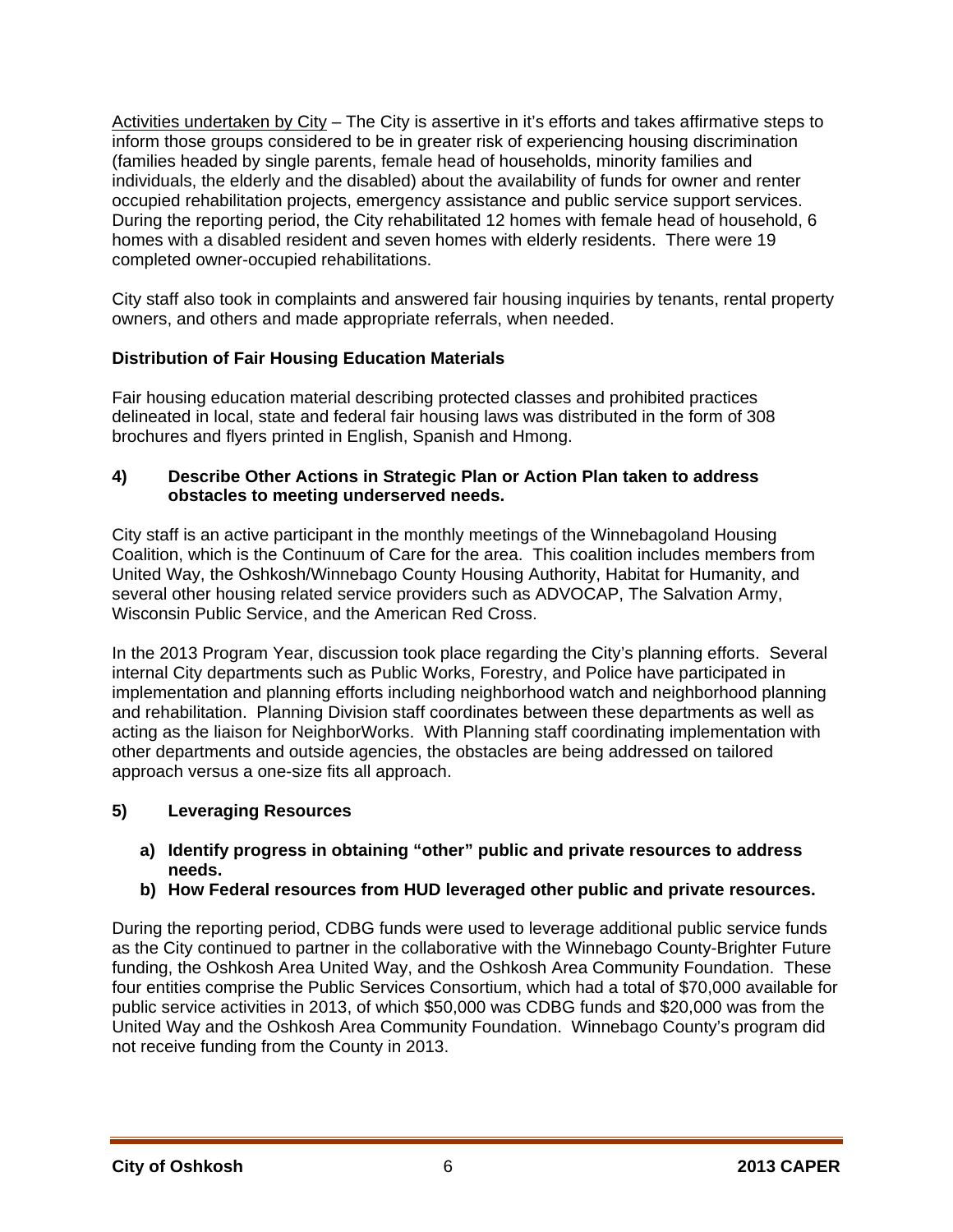Activities undertaken by City – The City is assertive in it's efforts and takes affirmative steps to inform those groups considered to be in greater risk of experiencing housing discrimination (families headed by single parents, female head of households, minority families and individuals, the elderly and the disabled) about the availability of funds for owner and renter occupied rehabilitation projects, emergency assistance and public service support services. During the reporting period, the City rehabilitated 12 homes with female head of household, 6 homes with a disabled resident and seven homes with elderly residents. There were 19 completed owner-occupied rehabilitations.

City staff also took in complaints and answered fair housing inquiries by tenants, rental property owners, and others and made appropriate referrals, when needed.

**Distribution of Fair Housing Education Materials**

Fair housing education material describing protected classes and prohibited practices delineated in local, state and federal fair housing laws was distributed in the form of 308 brochures and flyers printed in English, Spanish and Hmong.

**4) Describe Other Actions in Strategic Plan or Action Plan taken to address obstacles to meeting underserved needs.**

City staff is an active participant in the monthly meetings of the Winnebagoland Housing Coalition, which is the Continuum of Care for the area. This coalition includes members from United Way, the Oshkosh/Winnebago County Housing Authority, Habitat for Humanity, and several other housing related service providers such as ADVOCAP, The Salvation Army, Wisconsin Public Service, and the American Red Cross.

In the 2013 Program Year, discussion took place regarding the City's planning efforts. Several internal City departments such as Public Works, Forestry, and Police have participated in implementation and planning efforts including neighborhood watch and neighborhood planning and rehabilitation. Planning Division staff coordinates between these departments as well as acting as the liaison for NeighborWorks. With Planning staff coordinating implementation with other departments and outside agencies, the obstacles are being addressed on tailored approach versus a one-size fits all approach.

**5) Leveraging Resources**

**a) Identify progress in obtaining "other" public and private resources to address needs.**

**b) How Federal resources from HUD leveraged other public and private resources.**

During the reporting period, CDBG funds were used to leverage additional public service funds as the City continued to partner in the collaborative with the Winnebago County-Brighter Future funding, the Oshkosh Area United Way, and the Oshkosh Area Community Foundation. These four entities comprise the Public Services Consortium, which had a total of $70,000 available for public service activities in 2013, of which $50,000 was CDBG funds and $20,000 was from the United Way and the Oshkosh Area Community Foundation. Winnebago County's program did not receive funding from the County in 2013.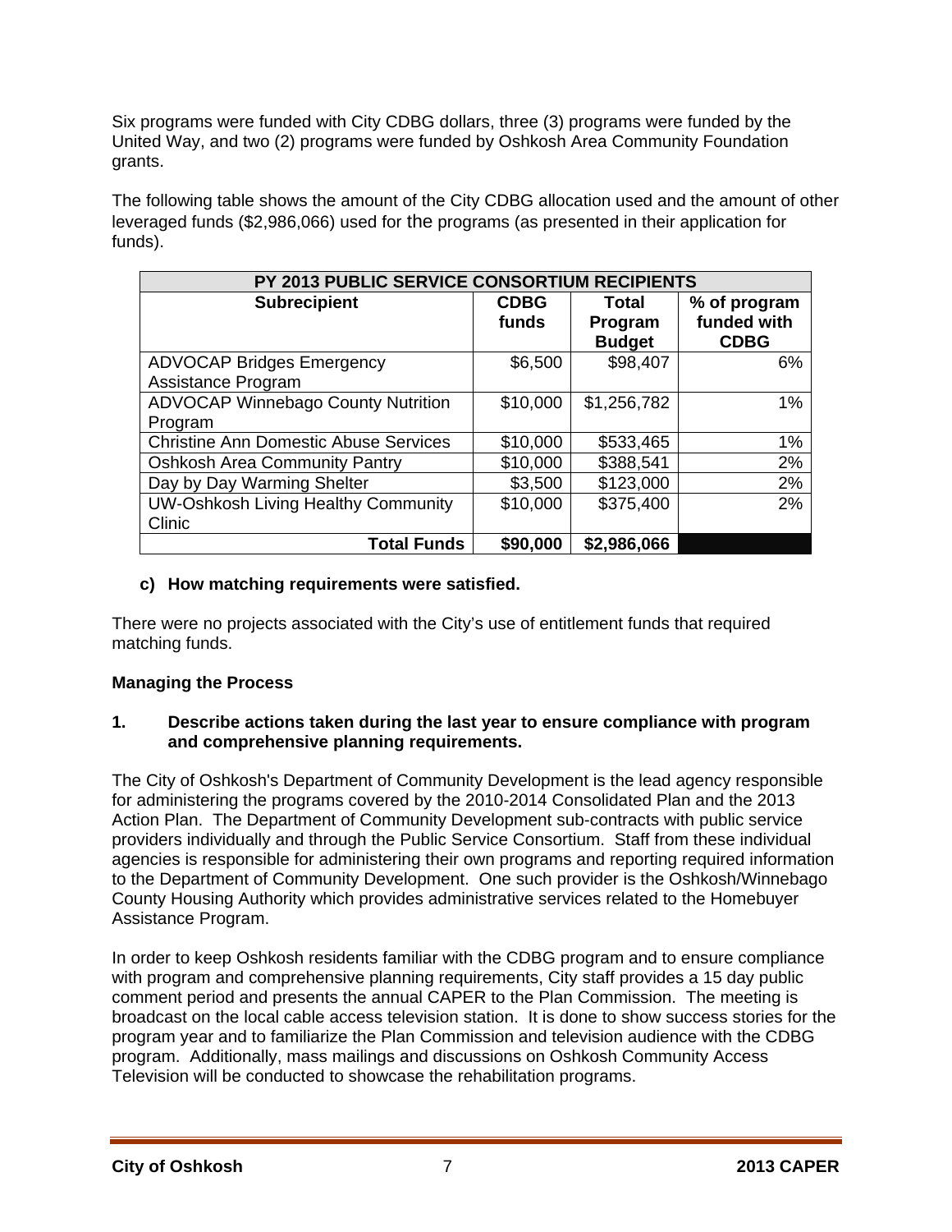Six programs were funded with City CDBG dollars, three (3) programs were funded by the United Way, and two (2) programs were funded by Oshkosh Area Community Foundation grants.

The following table shows the amount of the City CDBG allocation used and the amount of other leveraged funds ($2,986,066) used for the programs (as presented in their application for funds).

| PY 2013 PUBLIC SERVICE CONSORTIUM RECIPIENTS | | | |
|---|---|---|---|
| **Subrecipient** | **CDBG funds** | **Total Program Budget** | **% of program funded with CDBG** |
| ADVOCAP Bridges Emergency Assistance Program | $6,500 | $98,407 | 6% |
| ADVOCAP Winnebago County Nutrition Program | $10,000 | $1,256,782 | 1% |
| Christine Ann Domestic Abuse Services | $10,000 | $533,465 | 1% |
| Oshkosh Area Community Pantry | $10,000 | $388,541 | 2% |
| Day by Day Warming Shelter | $3,500 | $123,000 | 2% |
| UW-Oshkosh Living Healthy Community Clinic | $10,000 | $375,400 | 2% |
| **Total Funds** | **$90,000** | **$2,986,066** | |

**c) How matching requirements were satisfied.**

There were no projects associated with the City's use of entitlement funds that required matching funds.

**Managing the Process**

**1. Describe actions taken during the last year to ensure compliance with program and comprehensive planning requirements.**

The City of Oshkosh's Department of Community Development is the lead agency responsible for administering the programs covered by the 2010-2014 Consolidated Plan and the 2013 Action Plan. The Department of Community Development sub-contracts with public service providers individually and through the Public Service Consortium. Staff from these individual agencies is responsible for administering their own programs and reporting required information to the Department of Community Development. One such provider is the Oshkosh/Winnebago County Housing Authority which provides administrative services related to the Homebuyer Assistance Program.

In order to keep Oshkosh residents familiar with the CDBG program and to ensure compliance with program and comprehensive planning requirements, City staff provides a 15 day public comment period and presents the annual CAPER to the Plan Commission. The meeting is broadcast on the local cable access television station. It is done to show success stories for the program year and to familiarize the Plan Commission and television audience with the CDBG program. Additionally, mass mailings and discussions on Oshkosh Community Access Television will be conducted to showcase the rehabilitation programs.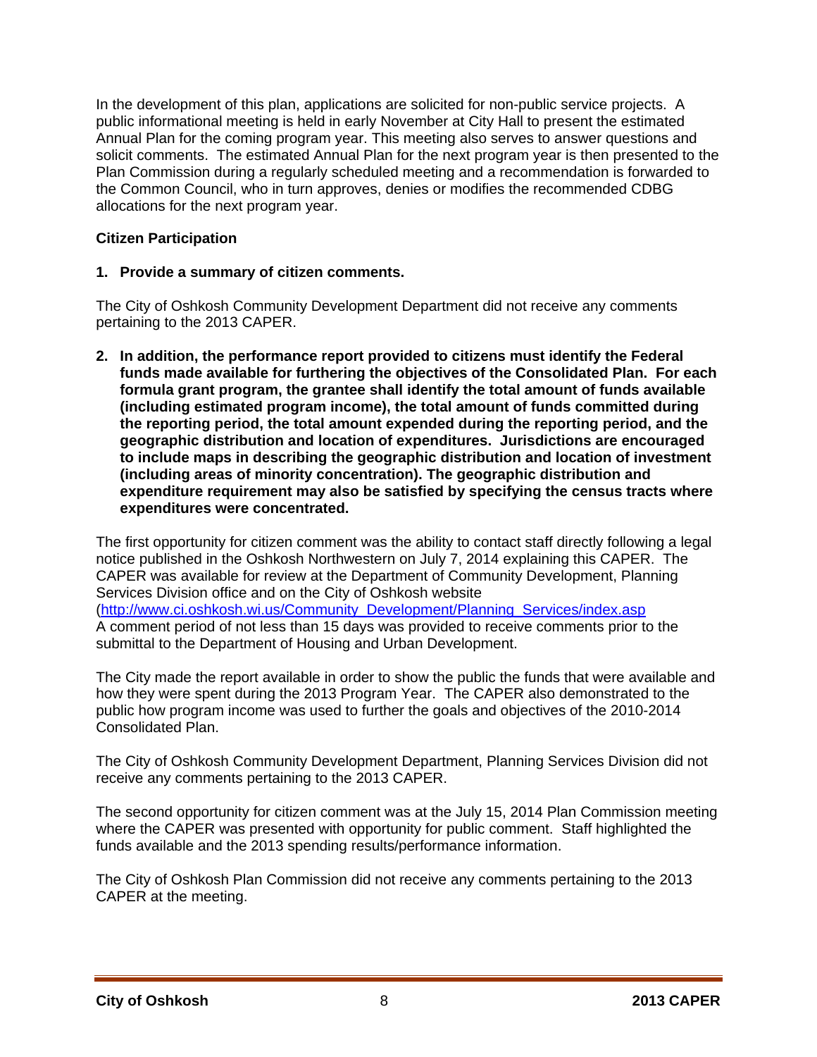In the development of this plan, applications are solicited for non-public service projects. A public informational meeting is held in early November at City Hall to present the estimated Annual Plan for the coming program year. This meeting also serves to answer questions and solicit comments. The estimated Annual Plan for the next program year is then presented to the Plan Commission during a regularly scheduled meeting and a recommendation is forwarded to the Common Council, who in turn approves, denies or modifies the recommended CDBG allocations for the next program year.

**Citizen Participation**

**1. Provide a summary of citizen comments.**

The City of Oshkosh Community Development Department did not receive any comments pertaining to the 2013 CAPER.

**2. In addition, the performance report provided to citizens must identify the Federal funds made available for furthering the objectives of the Consolidated Plan. For each formula grant program, the grantee shall identify the total amount of funds available (including estimated program income), the total amount of funds committed during the reporting period, the total amount expended during the reporting period, and the geographic distribution and location of expenditures. Jurisdictions are encouraged to include maps in describing the geographic distribution and location of investment (including areas of minority concentration). The geographic distribution and expenditure requirement may also be satisfied by specifying the census tracts where expenditures were concentrated.**

The first opportunity for citizen comment was the ability to contact staff directly following a legal notice published in the Oshkosh Northwestern on July 7, 2014 explaining this CAPER. The CAPER was available for review at the Department of Community Development, Planning Services Division office and on the City of Oshkosh website (http://www.ci.oshkosh.wi.us/Community_Development/Planning_Services/index.asp
A comment period of not less than 15 days was provided to receive comments prior to the submittal to the Department of Housing and Urban Development.

The City made the report available in order to show the public the funds that were available and how they were spent during the 2013 Program Year. The CAPER also demonstrated to the public how program income was used to further the goals and objectives of the 2010-2014 Consolidated Plan.

The City of Oshkosh Community Development Department, Planning Services Division did not receive any comments pertaining to the 2013 CAPER.

The second opportunity for citizen comment was at the July 15, 2014 Plan Commission meeting where the CAPER was presented with opportunity for public comment. Staff highlighted the funds available and the 2013 spending results/performance information.

The City of Oshkosh Plan Commission did not receive any comments pertaining to the 2013 CAPER at the meeting.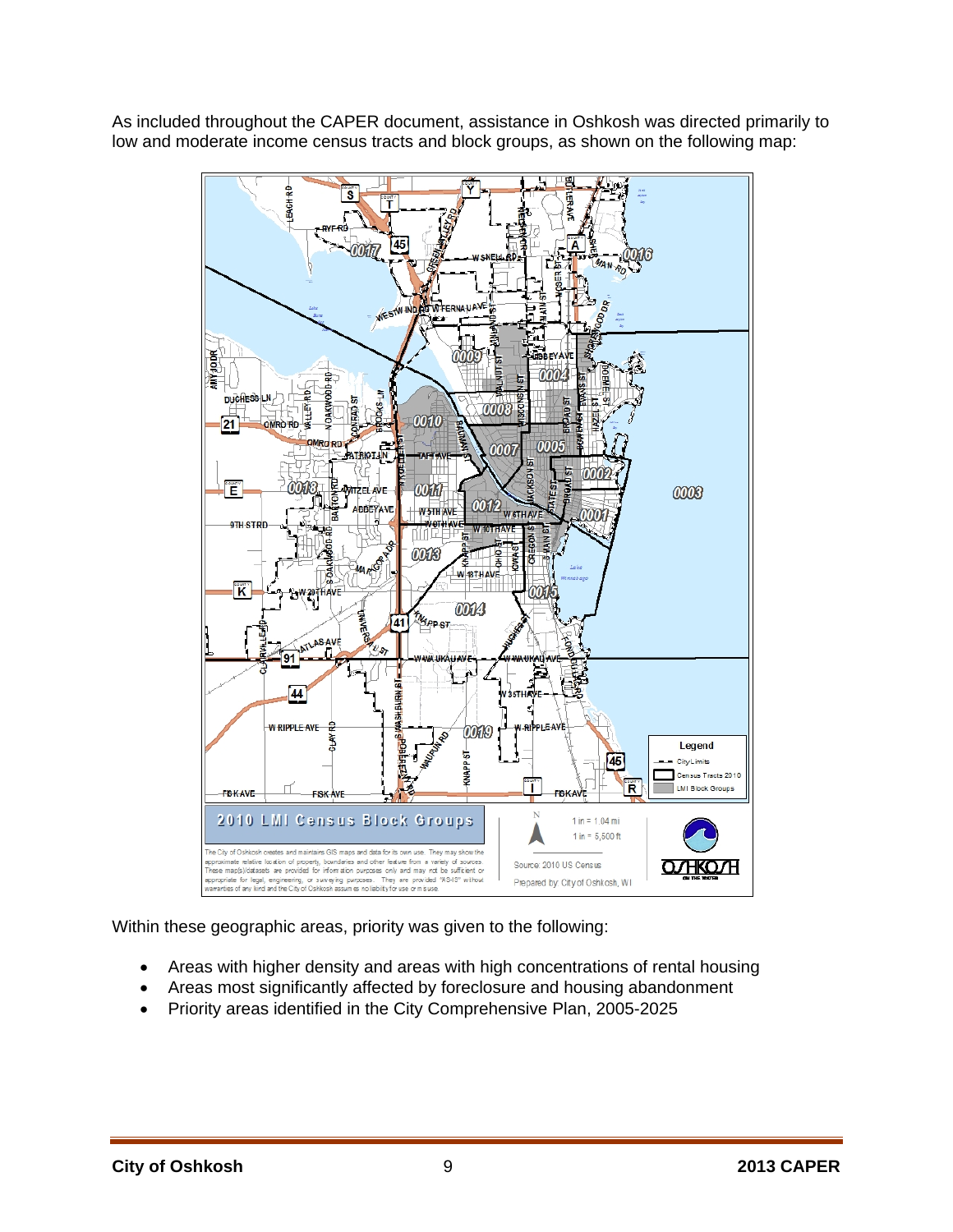As included throughout the CAPER document, assistance in Oshkosh was directed primarily to low and moderate income census tracts and block groups, as shown on the following map:

Within these geographic areas, priority was given to the following:

- Areas with higher density and areas with high concentrations of rental housing
- Areas most significantly affected by foreclosure and housing abandonment
- Priority areas identified in the City Comprehensive Plan, 2005-2025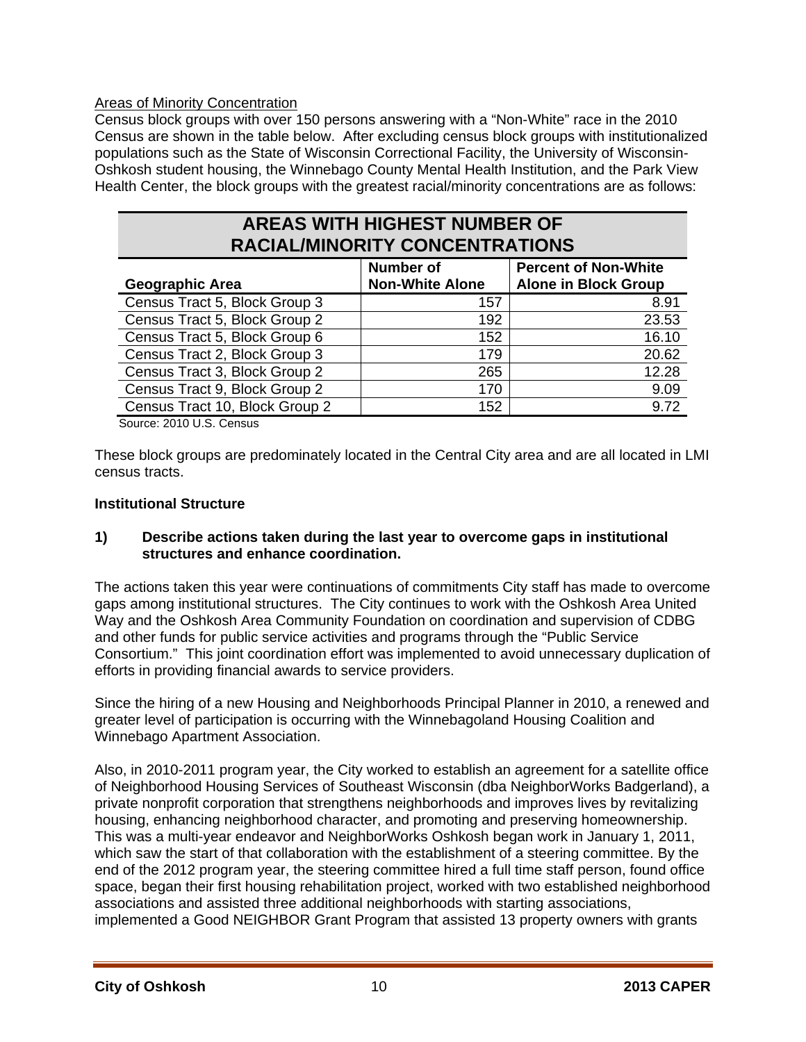Areas of Minority Concentration

Census block groups with over 150 persons answering with a "Non-White" race in the 2010 Census are shown in the table below. After excluding census block groups with institutionalized populations such as the State of Wisconsin Correctional Facility, the University of Wisconsin-Oshkosh student housing, the Winnebago County Mental Health Institution, and the Park View Health Center, the block groups with the greatest racial/minority concentrations are as follows:

**AREAS WITH HIGHEST NUMBER OF RACIAL/MINORITY CONCENTRATIONS**

| Geographic Area | Number of Non-White Alone | Percent of Non-White Alone in Block Group |
|---|---|---|
| Census Tract 5, Block Group 3 | 157 | 8.91 |
| Census Tract 5, Block Group 2 | 192 | 23.53 |
| Census Tract 5, Block Group 6 | 152 | 16.10 |
| Census Tract 2, Block Group 3 | 179 | 20.62 |
| Census Tract 3, Block Group 2 | 265 | 12.28 |
| Census Tract 9, Block Group 2 | 170 | 9.09 |
| Census Tract 10, Block Group 2 | 152 | 9.72 |

Source: 2010 U.S. Census

These block groups are predominately located in the Central City area and are all located in LMI census tracts.

## Institutional Structure

**1) Describe actions taken during the last year to overcome gaps in institutional structures and enhance coordination.**

The actions taken this year were continuations of commitments City staff has made to overcome gaps among institutional structures. The City continues to work with the Oshkosh Area United Way and the Oshkosh Area Community Foundation on coordination and supervision of CDBG and other funds for public service activities and programs through the "Public Service Consortium." This joint coordination effort was implemented to avoid unnecessary duplication of efforts in providing financial awards to service providers.

Since the hiring of a new Housing and Neighborhoods Principal Planner in 2010, a renewed and greater level of participation is occurring with the Winnebagoland Housing Coalition and Winnebago Apartment Association.

Also, in 2010-2011 program year, the City worked to establish an agreement for a satellite office of Neighborhood Housing Services of Southeast Wisconsin (dba NeighborWorks Badgerland), a private nonprofit corporation that strengthens neighborhoods and improves lives by revitalizing housing, enhancing neighborhood character, and promoting and preserving homeownership. This was a multi-year endeavor and NeighborWorks Oshkosh began work in January 1, 2011, which saw the start of that collaboration with the establishment of a steering committee. By the end of the 2012 program year, the steering committee hired a full time staff person, found office space, began their first housing rehabilitation project, worked with two established neighborhood associations and assisted three additional neighborhoods with starting associations, implemented a Good NEIGHBOR Grant Program that assisted 13 property owners with grants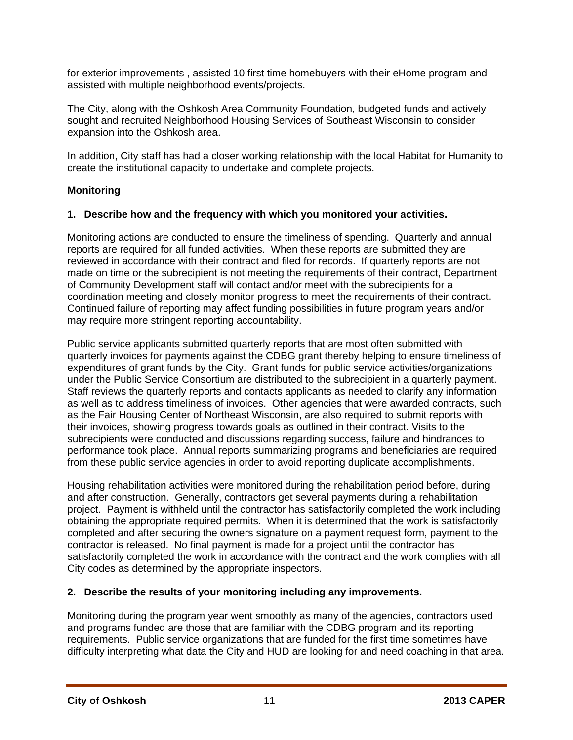for exterior improvements , assisted 10 first time homebuyers with their eHome program and assisted with multiple neighborhood events/projects.

The City, along with the Oshkosh Area Community Foundation, budgeted funds and actively sought and recruited Neighborhood Housing Services of Southeast Wisconsin to consider expansion into the Oshkosh area.

In addition, City staff has had a closer working relationship with the local Habitat for Humanity to create the institutional capacity to undertake and complete projects.

**Monitoring**

**1. Describe how and the frequency with which you monitored your activities.**

Monitoring actions are conducted to ensure the timeliness of spending. Quarterly and annual reports are required for all funded activities. When these reports are submitted they are reviewed in accordance with their contract and filed for records. If quarterly reports are not made on time or the subrecipient is not meeting the requirements of their contract, Department of Community Development staff will contact and/or meet with the subrecipients for a coordination meeting and closely monitor progress to meet the requirements of their contract. Continued failure of reporting may affect funding possibilities in future program years and/or may require more stringent reporting accountability.

Public service applicants submitted quarterly reports that are most often submitted with quarterly invoices for payments against the CDBG grant thereby helping to ensure timeliness of expenditures of grant funds by the City. Grant funds for public service activities/organizations under the Public Service Consortium are distributed to the subrecipient in a quarterly payment. Staff reviews the quarterly reports and contacts applicants as needed to clarify any information as well as to address timeliness of invoices. Other agencies that were awarded contracts, such as the Fair Housing Center of Northeast Wisconsin, are also required to submit reports with their invoices, showing progress towards goals as outlined in their contract. Visits to the subrecipients were conducted and discussions regarding success, failure and hindrances to performance took place. Annual reports summarizing programs and beneficiaries are required from these public service agencies in order to avoid reporting duplicate accomplishments.

Housing rehabilitation activities were monitored during the rehabilitation period before, during and after construction. Generally, contractors get several payments during a rehabilitation project. Payment is withheld until the contractor has satisfactorily completed the work including obtaining the appropriate required permits. When it is determined that the work is satisfactorily completed and after securing the owners signature on a payment request form, payment to the contractor is released. No final payment is made for a project until the contractor has satisfactorily completed the work in accordance with the contract and the work complies with all City codes as determined by the appropriate inspectors.

**2. Describe the results of your monitoring including any improvements.**

Monitoring during the program year went smoothly as many of the agencies, contractors used and programs funded are those that are familiar with the CDBG program and its reporting requirements. Public service organizations that are funded for the first time sometimes have difficulty interpreting what data the City and HUD are looking for and need coaching in that area.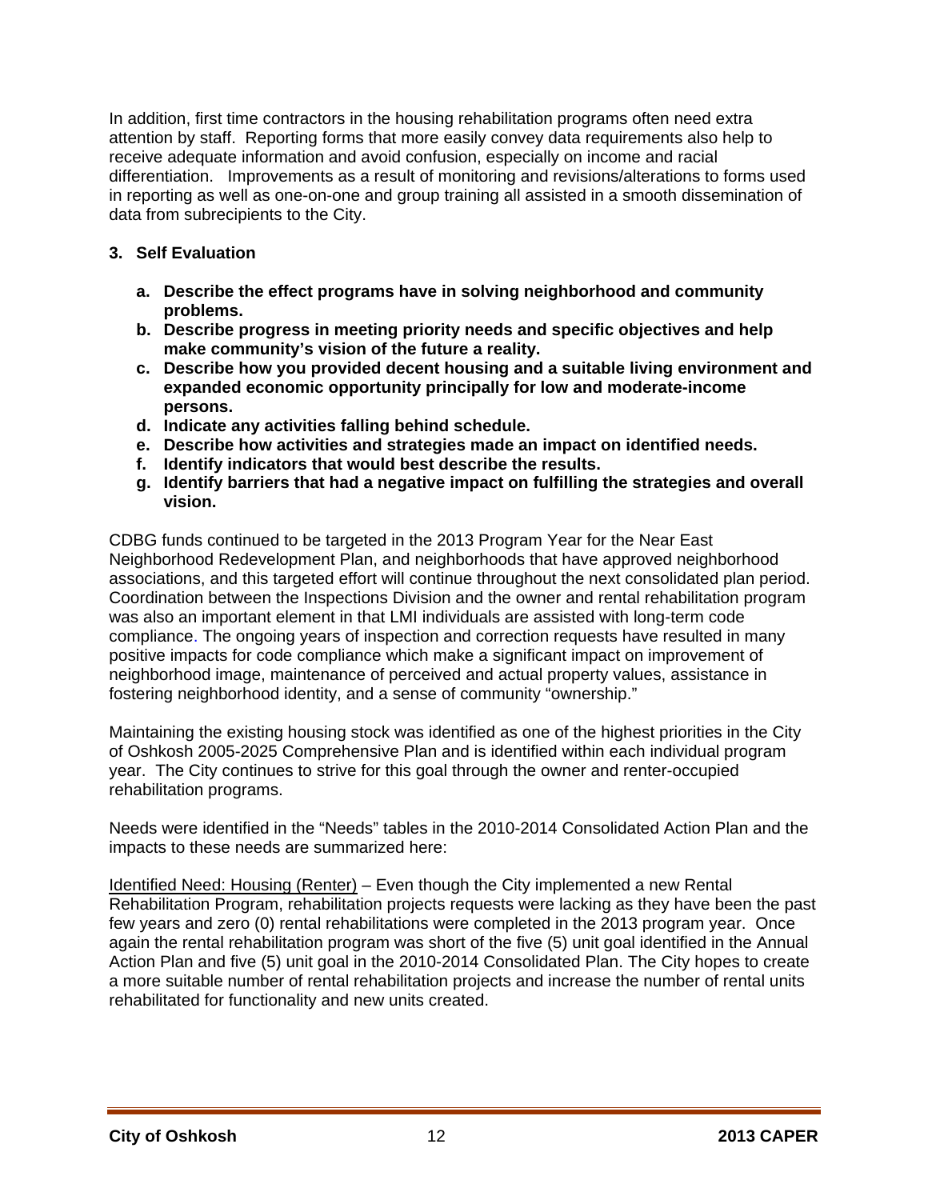In addition, first time contractors in the housing rehabilitation programs often need extra attention by staff. Reporting forms that more easily convey data requirements also help to receive adequate information and avoid confusion, especially on income and racial differentiation. Improvements as a result of monitoring and revisions/alterations to forms used in reporting as well as one-on-one and group training all assisted in a smooth dissemination of data from subrecipients to the City.

**3. Self Evaluation**

- **a. Describe the effect programs have in solving neighborhood and community problems.**
- **b. Describe progress in meeting priority needs and specific objectives and help make community's vision of the future a reality.**
- **c. Describe how you provided decent housing and a suitable living environment and expanded economic opportunity principally for low and moderate-income persons.**
- **d. Indicate any activities falling behind schedule.**
- **e. Describe how activities and strategies made an impact on identified needs.**
- **f. Identify indicators that would best describe the results.**
- **g. Identify barriers that had a negative impact on fulfilling the strategies and overall vision.**

CDBG funds continued to be targeted in the 2013 Program Year for the Near East Neighborhood Redevelopment Plan, and neighborhoods that have approved neighborhood associations, and this targeted effort will continue throughout the next consolidated plan period. Coordination between the Inspections Division and the owner and rental rehabilitation program was also an important element in that LMI individuals are assisted with long-term code compliance. The ongoing years of inspection and correction requests have resulted in many positive impacts for code compliance which make a significant impact on improvement of neighborhood image, maintenance of perceived and actual property values, assistance in fostering neighborhood identity, and a sense of community "ownership."

Maintaining the existing housing stock was identified as one of the highest priorities in the City of Oshkosh 2005-2025 Comprehensive Plan and is identified within each individual program year. The City continues to strive for this goal through the owner and renter-occupied rehabilitation programs.

Needs were identified in the "Needs" tables in the 2010-2014 Consolidated Action Plan and the impacts to these needs are summarized here:

<u>Identified Need: Housing (Renter)</u> – Even though the City implemented a new Rental Rehabilitation Program, rehabilitation projects requests were lacking as they have been the past few years and zero (0) rental rehabilitations were completed in the 2013 program year. Once again the rental rehabilitation program was short of the five (5) unit goal identified in the Annual Action Plan and five (5) unit goal in the 2010-2014 Consolidated Plan. The City hopes to create a more suitable number of rental rehabilitation projects and increase the number of rental units rehabilitated for functionality and new units created.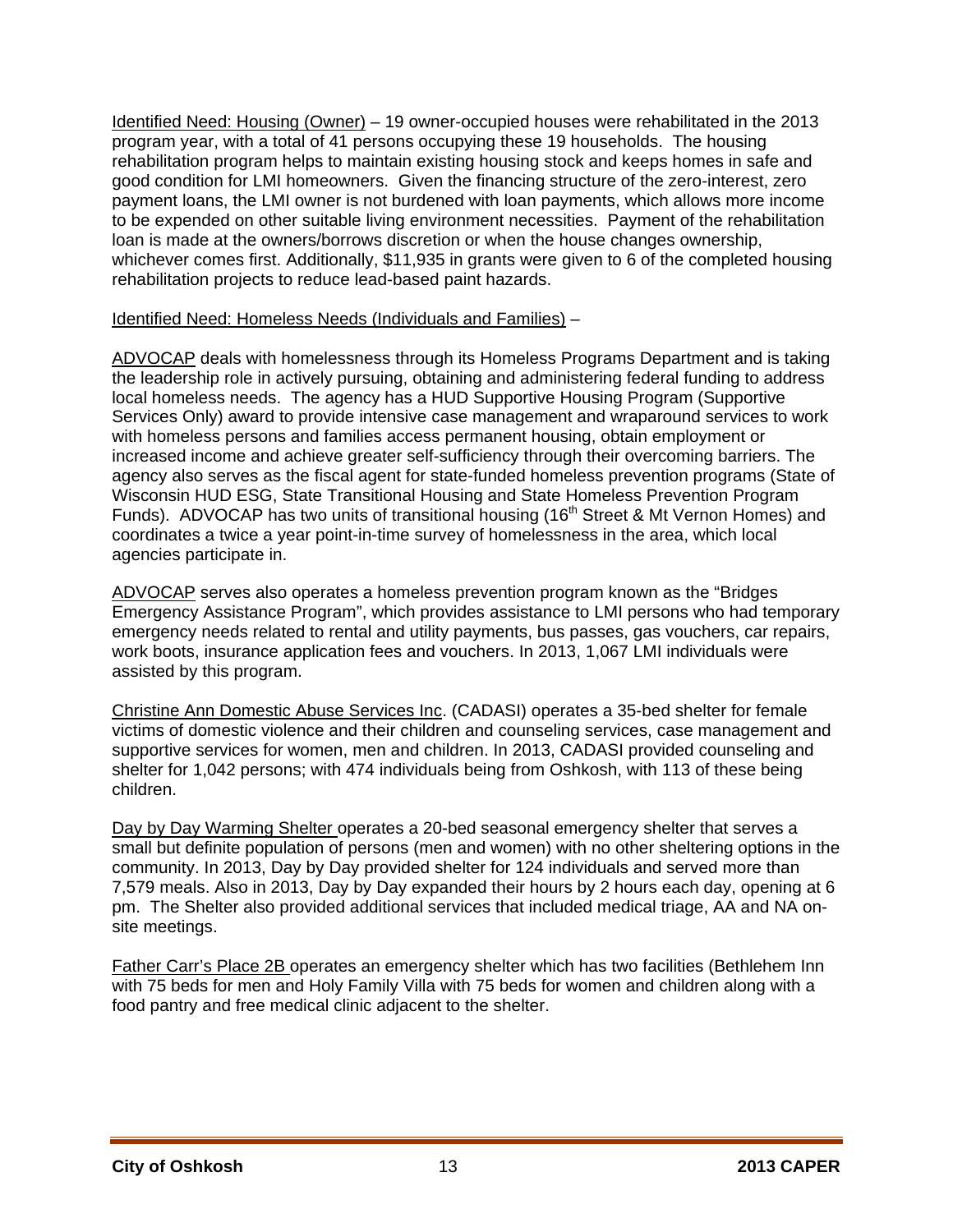Identified Need: Housing (Owner) – 19 owner-occupied houses were rehabilitated in the 2013 program year, with a total of 41 persons occupying these 19 households. The housing rehabilitation program helps to maintain existing housing stock and keeps homes in safe and good condition for LMI homeowners. Given the financing structure of the zero-interest, zero payment loans, the LMI owner is not burdened with loan payments, which allows more income to be expended on other suitable living environment necessities. Payment of the rehabilitation loan is made at the owners/borrows discretion or when the house changes ownership, whichever comes first. Additionally, $11,935 in grants were given to 6 of the completed housing rehabilitation projects to reduce lead-based paint hazards.

Identified Need: Homeless Needs (Individuals and Families) –

ADVOCAP deals with homelessness through its Homeless Programs Department and is taking the leadership role in actively pursuing, obtaining and administering federal funding to address local homeless needs. The agency has a HUD Supportive Housing Program (Supportive Services Only) award to provide intensive case management and wraparound services to work with homeless persons and families access permanent housing, obtain employment or increased income and achieve greater self-sufficiency through their overcoming barriers. The agency also serves as the fiscal agent for state-funded homeless prevention programs (State of Wisconsin HUD ESG, State Transitional Housing and State Homeless Prevention Program Funds). ADVOCAP has two units of transitional housing (16th Street & Mt Vernon Homes) and coordinates a twice a year point-in-time survey of homelessness in the area, which local agencies participate in.

ADVOCAP serves also operates a homeless prevention program known as the "Bridges Emergency Assistance Program", which provides assistance to LMI persons who had temporary emergency needs related to rental and utility payments, bus passes, gas vouchers, car repairs, work boots, insurance application fees and vouchers. In 2013, 1,067 LMI individuals were assisted by this program.

Christine Ann Domestic Abuse Services Inc. (CADASI) operates a 35-bed shelter for female victims of domestic violence and their children and counseling services, case management and supportive services for women, men and children. In 2013, CADASI provided counseling and shelter for 1,042 persons; with 474 individuals being from Oshkosh, with 113 of these being children.

Day by Day Warming Shelter operates a 20-bed seasonal emergency shelter that serves a small but definite population of persons (men and women) with no other sheltering options in the community. In 2013, Day by Day provided shelter for 124 individuals and served more than 7,579 meals. Also in 2013, Day by Day expanded their hours by 2 hours each day, opening at 6 pm. The Shelter also provided additional services that included medical triage, AA and NA on-site meetings.

Father Carr's Place 2B operates an emergency shelter which has two facilities (Bethlehem Inn with 75 beds for men and Holy Family Villa with 75 beds for women and children along with a food pantry and free medical clinic adjacent to the shelter.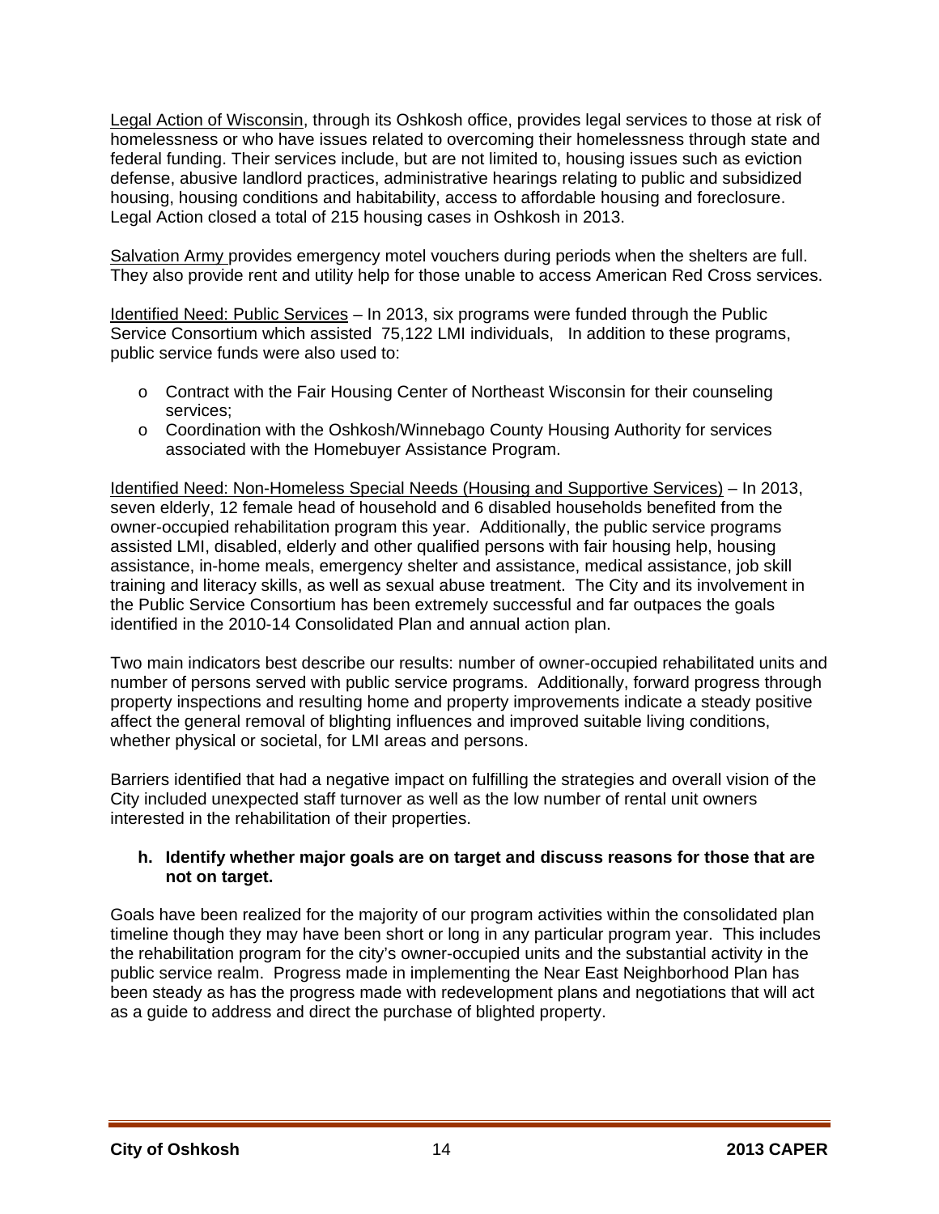Legal Action of Wisconsin, through its Oshkosh office, provides legal services to those at risk of homelessness or who have issues related to overcoming their homelessness through state and federal funding. Their services include, but are not limited to, housing issues such as eviction defense, abusive landlord practices, administrative hearings relating to public and subsidized housing, housing conditions and habitability, access to affordable housing and foreclosure. Legal Action closed a total of 215 housing cases in Oshkosh in 2013.

Salvation Army provides emergency motel vouchers during periods when the shelters are full. They also provide rent and utility help for those unable to access American Red Cross services.

Identified Need: Public Services – In 2013, six programs were funded through the Public Service Consortium which assisted 75,122 LMI individuals, In addition to these programs, public service funds were also used to:

- Contract with the Fair Housing Center of Northeast Wisconsin for their counseling services;
- Coordination with the Oshkosh/Winnebago County Housing Authority for services associated with the Homebuyer Assistance Program.

Identified Need: Non-Homeless Special Needs (Housing and Supportive Services) – In 2013, seven elderly, 12 female head of household and 6 disabled households benefited from the owner-occupied rehabilitation program this year. Additionally, the public service programs assisted LMI, disabled, elderly and other qualified persons with fair housing help, housing assistance, in-home meals, emergency shelter and assistance, medical assistance, job skill training and literacy skills, as well as sexual abuse treatment. The City and its involvement in the Public Service Consortium has been extremely successful and far outpaces the goals identified in the 2010-14 Consolidated Plan and annual action plan.

Two main indicators best describe our results: number of owner-occupied rehabilitated units and number of persons served with public service programs. Additionally, forward progress through property inspections and resulting home and property improvements indicate a steady positive affect the general removal of blighting influences and improved suitable living conditions, whether physical or societal, for LMI areas and persons.

Barriers identified that had a negative impact on fulfilling the strategies and overall vision of the City included unexpected staff turnover as well as the low number of rental unit owners interested in the rehabilitation of their properties.

**h. Identify whether major goals are on target and discuss reasons for those that are not on target.**

Goals have been realized for the majority of our program activities within the consolidated plan timeline though they may have been short or long in any particular program year. This includes the rehabilitation program for the city's owner-occupied units and the substantial activity in the public service realm. Progress made in implementing the Near East Neighborhood Plan has been steady as has the progress made with redevelopment plans and negotiations that will act as a guide to address and direct the purchase of blighted property.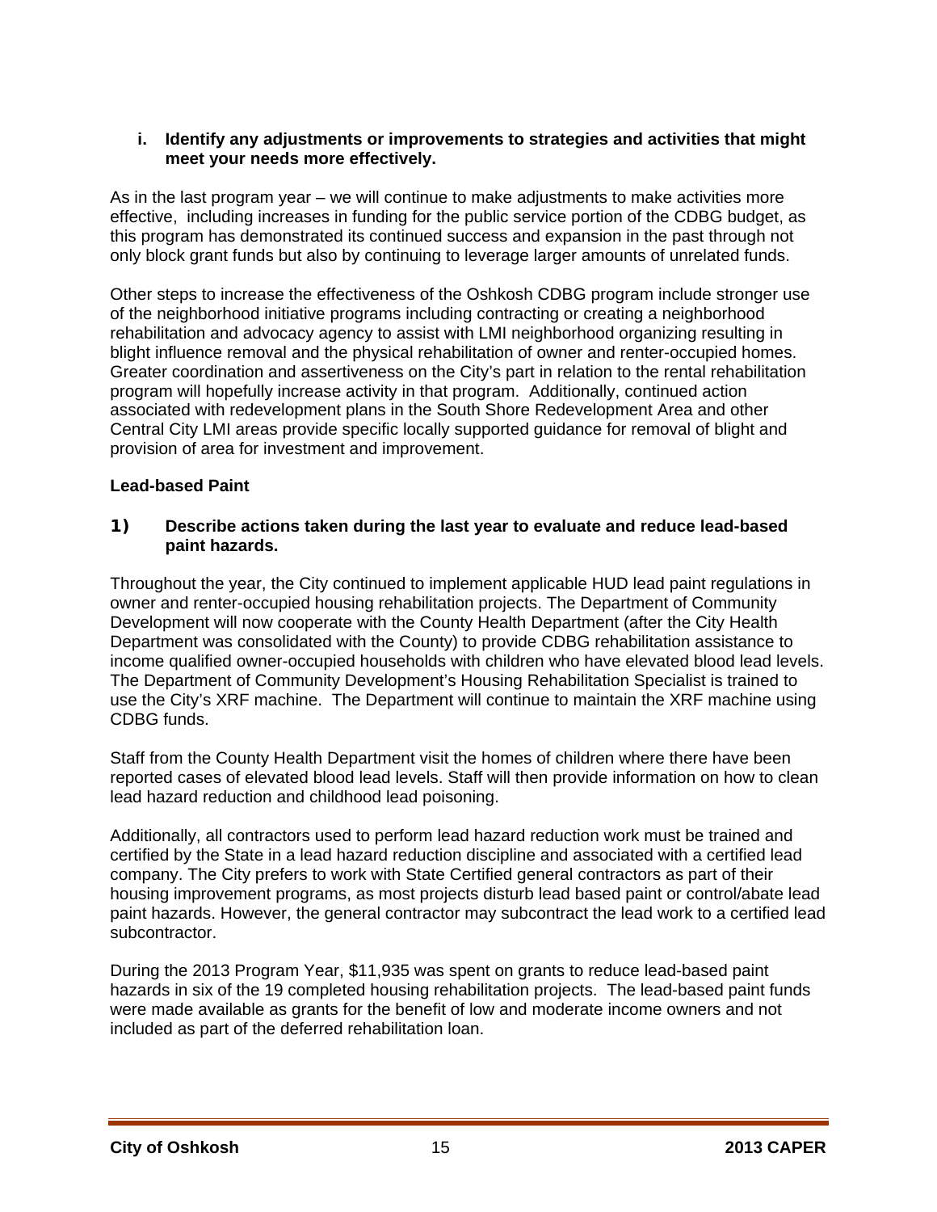**i. Identify any adjustments or improvements to strategies and activities that might meet your needs more effectively.**

As in the last program year – we will continue to make adjustments to make activities more effective, including increases in funding for the public service portion of the CDBG budget, as this program has demonstrated its continued success and expansion in the past through not only block grant funds but also by continuing to leverage larger amounts of unrelated funds.

Other steps to increase the effectiveness of the Oshkosh CDBG program include stronger use of the neighborhood initiative programs including contracting or creating a neighborhood rehabilitation and advocacy agency to assist with LMI neighborhood organizing resulting in blight influence removal and the physical rehabilitation of owner and renter-occupied homes. Greater coordination and assertiveness on the City's part in relation to the rental rehabilitation program will hopefully increase activity in that program. Additionally, continued action associated with redevelopment plans in the South Shore Redevelopment Area and other Central City LMI areas provide specific locally supported guidance for removal of blight and provision of area for investment and improvement.

**Lead-based Paint**

**1) Describe actions taken during the last year to evaluate and reduce lead-based paint hazards.**

Throughout the year, the City continued to implement applicable HUD lead paint regulations in owner and renter-occupied housing rehabilitation projects. The Department of Community Development will now cooperate with the County Health Department (after the City Health Department was consolidated with the County) to provide CDBG rehabilitation assistance to income qualified owner-occupied households with children who have elevated blood lead levels. The Department of Community Development's Housing Rehabilitation Specialist is trained to use the City's XRF machine. The Department will continue to maintain the XRF machine using CDBG funds.

Staff from the County Health Department visit the homes of children where there have been reported cases of elevated blood lead levels. Staff will then provide information on how to clean lead hazard reduction and childhood lead poisoning.

Additionally, all contractors used to perform lead hazard reduction work must be trained and certified by the State in a lead hazard reduction discipline and associated with a certified lead company. The City prefers to work with State Certified general contractors as part of their housing improvement programs, as most projects disturb lead based paint or control/abate lead paint hazards. However, the general contractor may subcontract the lead work to a certified lead subcontractor.

During the 2013 Program Year, $11,935 was spent on grants to reduce lead-based paint hazards in six of the 19 completed housing rehabilitation projects. The lead-based paint funds were made available as grants for the benefit of low and moderate income owners and not included as part of the deferred rehabilitation loan.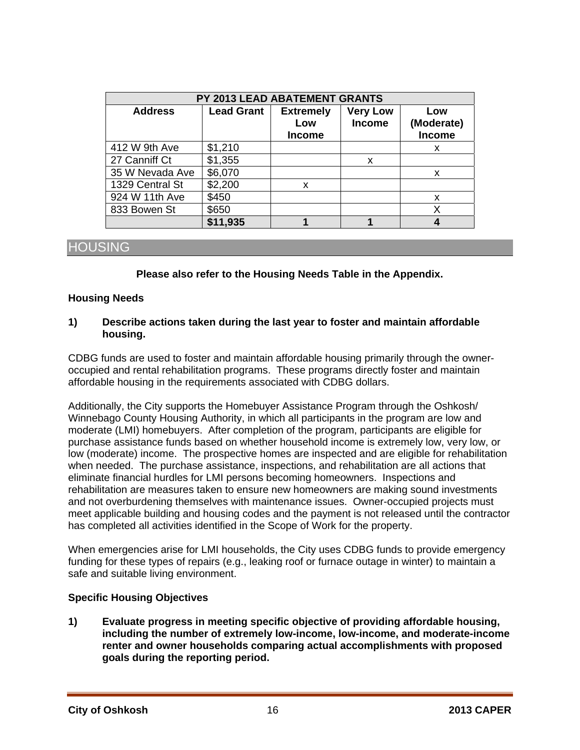| PY 2013 LEAD ABATEMENT GRANTS | | | | |
|---|---|---|---|---|
| **Address** | **Lead Grant** | **Extremely Low Income** | **Very Low Income** | **Low (Moderate) Income** |
| 412 W 9th Ave | $1,210 | | | x |
| 27 Canniff Ct | $1,355 | | x | |
| 35 W Nevada Ave | $6,070 | | | x |
| 1329 Central St | $2,200 | x | | |
| 924 W 11th Ave | $450 | | | x |
| 833 Bowen St | $650 | | | X |
| | **$11,935** | **1** | **1** | **4** |

## HOUSING

**Please also refer to the Housing Needs Table in the Appendix.**

### Housing Needs

**1) Describe actions taken during the last year to foster and maintain affordable housing.**

CDBG funds are used to foster and maintain affordable housing primarily through the owner-occupied and rental rehabilitation programs. These programs directly foster and maintain affordable housing in the requirements associated with CDBG dollars.

Additionally, the City supports the Homebuyer Assistance Program through the Oshkosh/ Winnebago County Housing Authority, in which all participants in the program are low and moderate (LMI) homebuyers. After completion of the program, participants are eligible for purchase assistance funds based on whether household income is extremely low, very low, or low (moderate) income. The prospective homes are inspected and are eligible for rehabilitation when needed. The purchase assistance, inspections, and rehabilitation are all actions that eliminate financial hurdles for LMI persons becoming homeowners. Inspections and rehabilitation are measures taken to ensure new homeowners are making sound investments and not overburdening themselves with maintenance issues. Owner-occupied projects must meet applicable building and housing codes and the payment is not released until the contractor has completed all activities identified in the Scope of Work for the property.

When emergencies arise for LMI households, the City uses CDBG funds to provide emergency funding for these types of repairs (e.g., leaking roof or furnace outage in winter) to maintain a safe and suitable living environment.

### Specific Housing Objectives

**1) Evaluate progress in meeting specific objective of providing affordable housing, including the number of extremely low-income, low-income, and moderate-income renter and owner households comparing actual accomplishments with proposed goals during the reporting period.**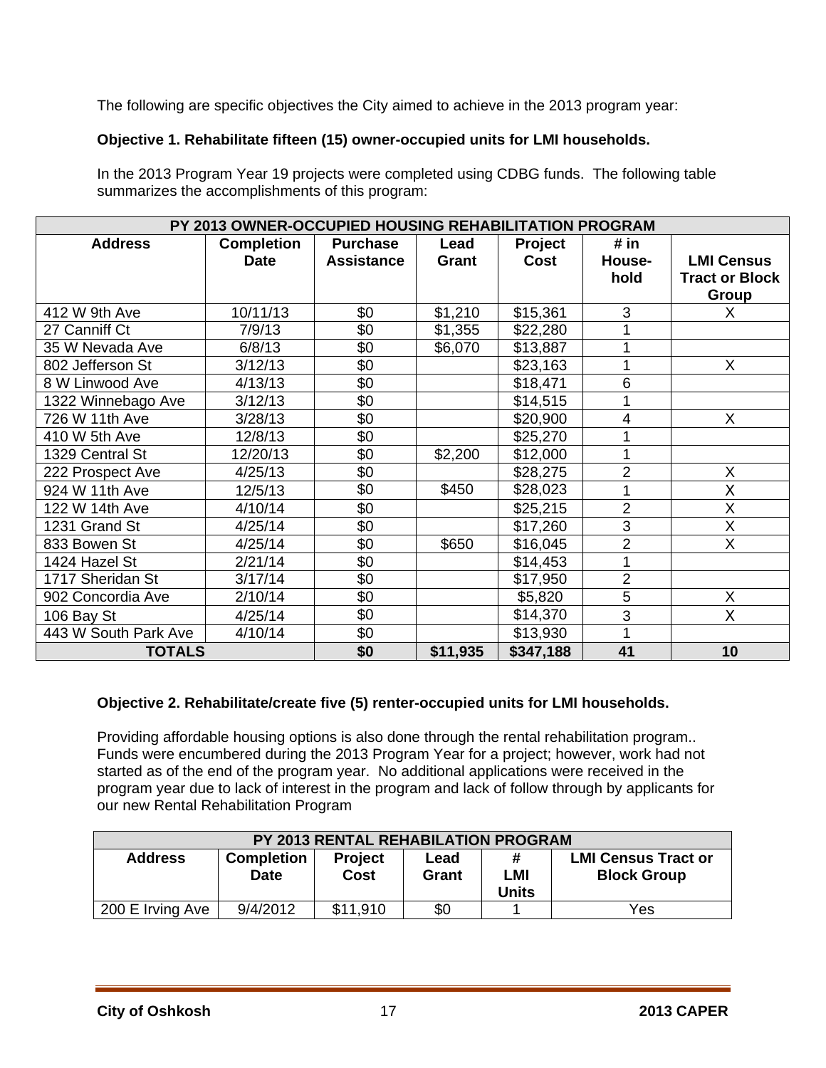The following are specific objectives the City aimed to achieve in the 2013 program year:

**Objective 1. Rehabilitate fifteen (15) owner-occupied units for LMI households.**

In the 2013 Program Year 19 projects were completed using CDBG funds. The following table summarizes the accomplishments of this program:

| PY 2013 OWNER-OCCUPIED HOUSING REHABILITATION PROGRAM | | | | | | |
|---|---|---|---|---|---|---|
| **Address** | **Completion Date** | **Purchase Assistance** | **Lead Grant** | **Project Cost** | **# in House-hold** | **LMI Census Tract or Block Group** |
| 412 W 9th Ave | 10/11/13 | $0 | $1,210 | $15,361 | 3 | X |
| 27 Canniff Ct | 7/9/13 | $0 | $1,355 | $22,280 | 1 | |
| 35 W Nevada Ave | 6/8/13 | $0 | $6,070 | $13,887 | 1 | |
| 802 Jefferson St | 3/12/13 | $0 | | $23,163 | 1 | X |
| 8 W Linwood Ave | 4/13/13 | $0 | | $18,471 | 6 | |
| 1322 Winnebago Ave | 3/12/13 | $0 | | $14,515 | 1 | |
| 726 W 11th Ave | 3/28/13 | $0 | | $20,900 | 4 | X |
| 410 W 5th Ave | 12/8/13 | $0 | | $25,270 | 1 | |
| 1329 Central St | 12/20/13 | $0 | $2,200 | $12,000 | 1 | |
| 222 Prospect Ave | 4/25/13 | $0 | | $28,275 | 2 | X |
| 924 W 11th Ave | 12/5/13 | $0 | $450 | $28,023 | 1 | X |
| 122 W 14th Ave | 4/10/14 | $0 | | $25,215 | 2 | X |
| 1231 Grand St | 4/25/14 | $0 | | $17,260 | 3 | X |
| 833 Bowen St | 4/25/14 | $0 | $650 | $16,045 | 2 | X |
| 1424 Hazel St | 2/21/14 | $0 | | $14,453 | 1 | |
| 1717 Sheridan St | 3/17/14 | $0 | | $17,950 | 2 | |
| 902 Concordia Ave | 2/10/14 | $0 | | $5,820 | 5 | X |
| 106 Bay St | 4/25/14 | $0 | | $14,370 | 3 | X |
| 443 W South Park Ave | 4/10/14 | $0 | | $13,930 | 1 | |
| **TOTALS** | | **$0** | **$11,935** | **$347,188** | **41** | **10** |

**Objective 2. Rehabilitate/create five (5) renter-occupied units for LMI households.**

Providing affordable housing options is also done through the rental rehabilitation program.. Funds were encumbered during the 2013 Program Year for a project; however, work had not started as of the end of the program year. No additional applications were received in the program year due to lack of interest in the program and lack of follow through by applicants for our new Rental Rehabilitation Program

| PY 2013 RENTAL REHABILATION PROGRAM | | | | | |
|---|---|---|---|---|---|
| **Address** | **Completion Date** | **Project Cost** | **Lead Grant** | **# LMI Units** | **LMI Census Tract or Block Group** |
| 200 E Irving Ave | 9/4/2012 | $11,910 | $0 | 1 | Yes |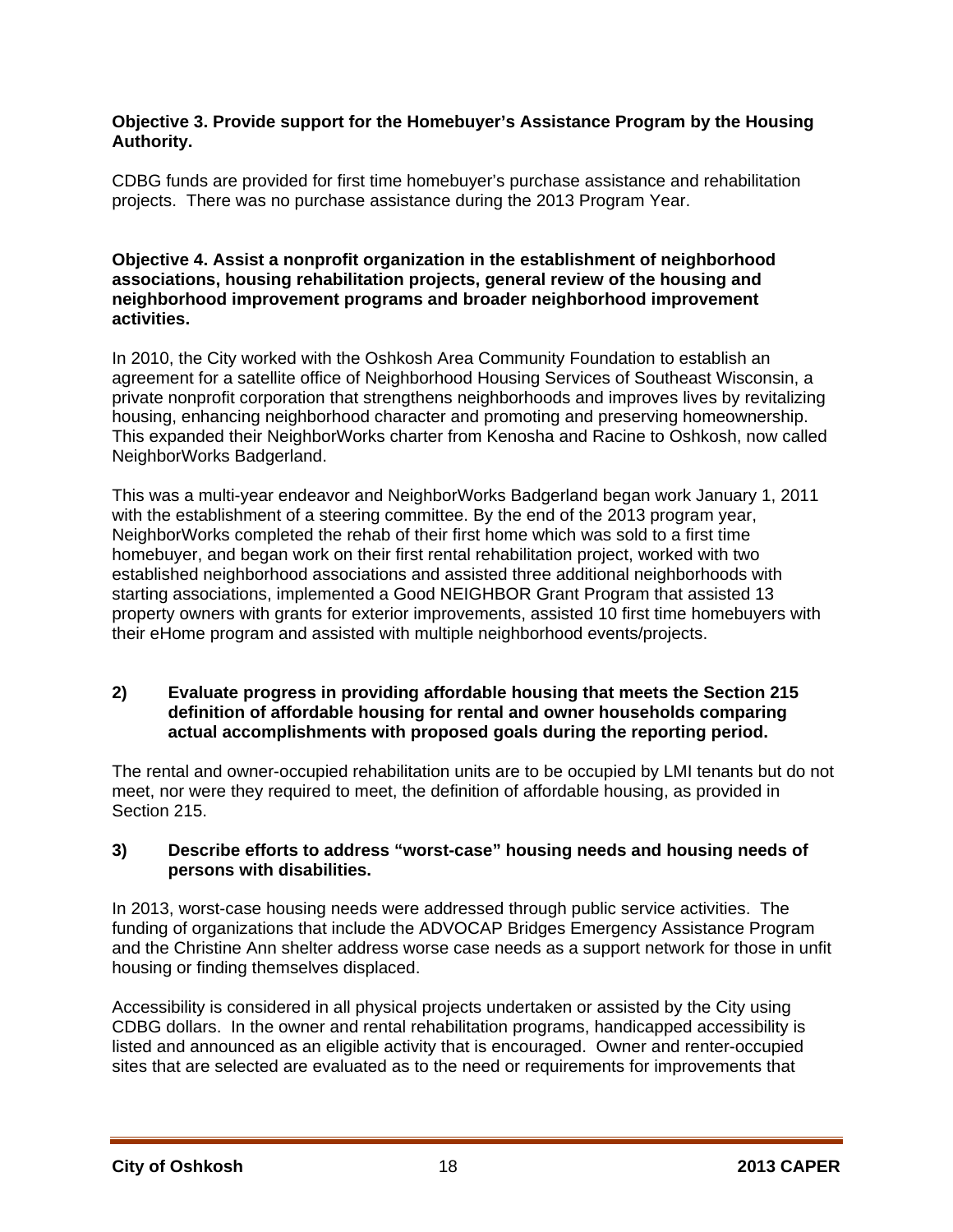**Objective 3. Provide support for the Homebuyer's Assistance Program by the Housing Authority.**

CDBG funds are provided for first time homebuyer's purchase assistance and rehabilitation projects. There was no purchase assistance during the 2013 Program Year.

**Objective 4. Assist a nonprofit organization in the establishment of neighborhood associations, housing rehabilitation projects, general review of the housing and neighborhood improvement programs and broader neighborhood improvement activities.**

In 2010, the City worked with the Oshkosh Area Community Foundation to establish an agreement for a satellite office of Neighborhood Housing Services of Southeast Wisconsin, a private nonprofit corporation that strengthens neighborhoods and improves lives by revitalizing housing, enhancing neighborhood character and promoting and preserving homeownership. This expanded their NeighborWorks charter from Kenosha and Racine to Oshkosh, now called NeighborWorks Badgerland.

This was a multi-year endeavor and NeighborWorks Badgerland began work January 1, 2011 with the establishment of a steering committee. By the end of the 2013 program year, NeighborWorks completed the rehab of their first home which was sold to a first time homebuyer, and began work on their first rental rehabilitation project, worked with two established neighborhood associations and assisted three additional neighborhoods with starting associations, implemented a Good NEIGHBOR Grant Program that assisted 13 property owners with grants for exterior improvements, assisted 10 first time homebuyers with their eHome program and assisted with multiple neighborhood events/projects.

**2) Evaluate progress in providing affordable housing that meets the Section 215 definition of affordable housing for rental and owner households comparing actual accomplishments with proposed goals during the reporting period.**

The rental and owner-occupied rehabilitation units are to be occupied by LMI tenants but do not meet, nor were they required to meet, the definition of affordable housing, as provided in Section 215.

**3) Describe efforts to address "worst-case" housing needs and housing needs of persons with disabilities.**

In 2013, worst-case housing needs were addressed through public service activities. The funding of organizations that include the ADVOCAP Bridges Emergency Assistance Program and the Christine Ann shelter address worse case needs as a support network for those in unfit housing or finding themselves displaced.

Accessibility is considered in all physical projects undertaken or assisted by the City using CDBG dollars. In the owner and rental rehabilitation programs, handicapped accessibility is listed and announced as an eligible activity that is encouraged. Owner and renter-occupied sites that are selected are evaluated as to the need or requirements for improvements that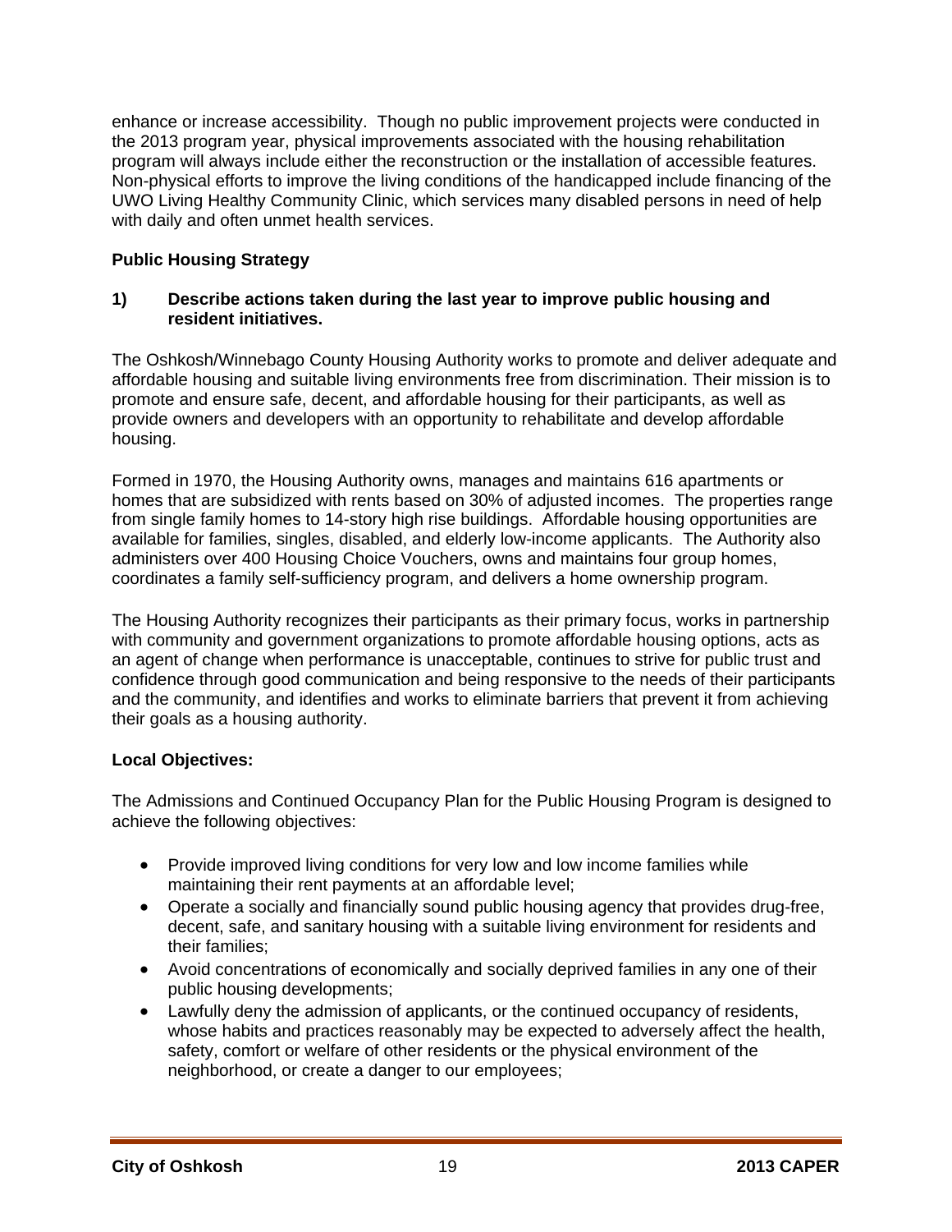enhance or increase accessibility. Though no public improvement projects were conducted in the 2013 program year, physical improvements associated with the housing rehabilitation program will always include either the reconstruction or the installation of accessible features. Non-physical efforts to improve the living conditions of the handicapped include financing of the UWO Living Healthy Community Clinic, which services many disabled persons in need of help with daily and often unmet health services.

**Public Housing Strategy**

**1) Describe actions taken during the last year to improve public housing and resident initiatives.**

The Oshkosh/Winnebago County Housing Authority works to promote and deliver adequate and affordable housing and suitable living environments free from discrimination. Their mission is to promote and ensure safe, decent, and affordable housing for their participants, as well as provide owners and developers with an opportunity to rehabilitate and develop affordable housing.

Formed in 1970, the Housing Authority owns, manages and maintains 616 apartments or homes that are subsidized with rents based on 30% of adjusted incomes. The properties range from single family homes to 14-story high rise buildings. Affordable housing opportunities are available for families, singles, disabled, and elderly low-income applicants. The Authority also administers over 400 Housing Choice Vouchers, owns and maintains four group homes, coordinates a family self-sufficiency program, and delivers a home ownership program.

The Housing Authority recognizes their participants as their primary focus, works in partnership with community and government organizations to promote affordable housing options, acts as an agent of change when performance is unacceptable, continues to strive for public trust and confidence through good communication and being responsive to the needs of their participants and the community, and identifies and works to eliminate barriers that prevent it from achieving their goals as a housing authority.

**Local Objectives:**

The Admissions and Continued Occupancy Plan for the Public Housing Program is designed to achieve the following objectives:

- Provide improved living conditions for very low and low income families while maintaining their rent payments at an affordable level;
- Operate a socially and financially sound public housing agency that provides drug-free, decent, safe, and sanitary housing with a suitable living environment for residents and their families;
- Avoid concentrations of economically and socially deprived families in any one of their public housing developments;
- Lawfully deny the admission of applicants, or the continued occupancy of residents, whose habits and practices reasonably may be expected to adversely affect the health, safety, comfort or welfare of other residents or the physical environment of the neighborhood, or create a danger to our employees;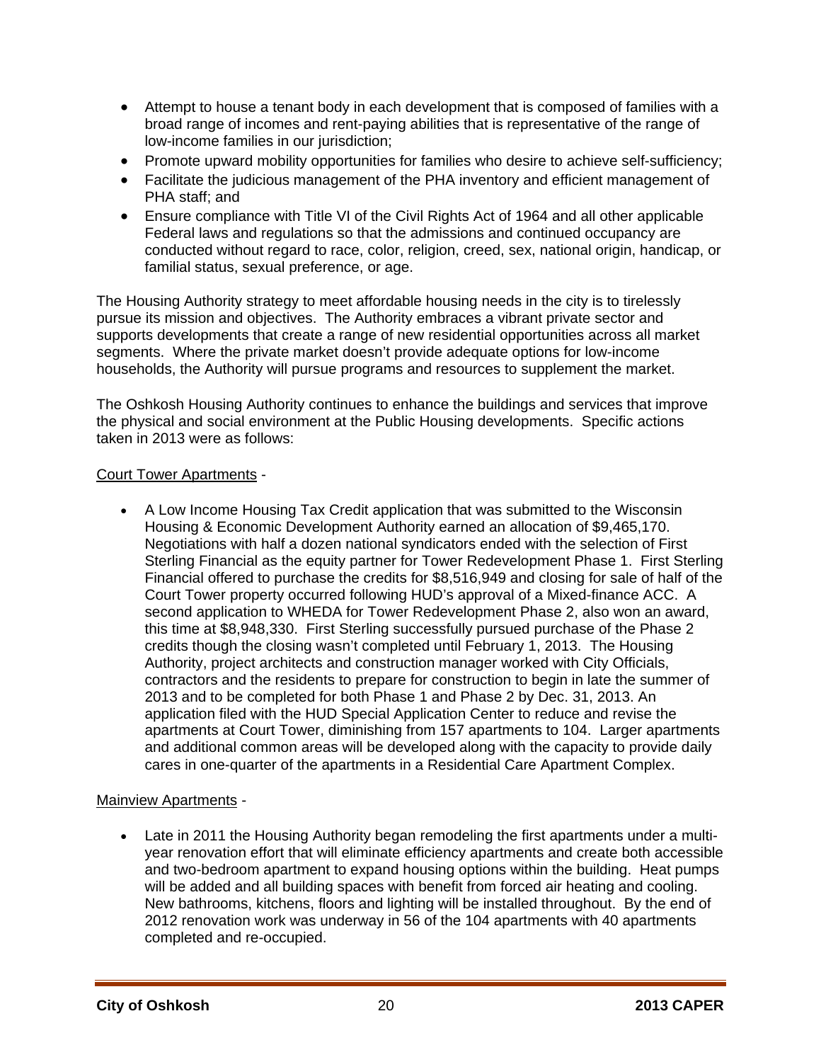- Attempt to house a tenant body in each development that is composed of families with a broad range of incomes and rent-paying abilities that is representative of the range of low-income families in our jurisdiction;
- Promote upward mobility opportunities for families who desire to achieve self-sufficiency;
- Facilitate the judicious management of the PHA inventory and efficient management of PHA staff; and
- Ensure compliance with Title VI of the Civil Rights Act of 1964 and all other applicable Federal laws and regulations so that the admissions and continued occupancy are conducted without regard to race, color, religion, creed, sex, national origin, handicap, or familial status, sexual preference, or age.

The Housing Authority strategy to meet affordable housing needs in the city is to tirelessly pursue its mission and objectives. The Authority embraces a vibrant private sector and supports developments that create a range of new residential opportunities across all market segments. Where the private market doesn't provide adequate options for low-income households, the Authority will pursue programs and resources to supplement the market.

The Oshkosh Housing Authority continues to enhance the buildings and services that improve the physical and social environment at the Public Housing developments. Specific actions taken in 2013 were as follows:

Court Tower Apartments -

- A Low Income Housing Tax Credit application that was submitted to the Wisconsin Housing & Economic Development Authority earned an allocation of $9,465,170. Negotiations with half a dozen national syndicators ended with the selection of First Sterling Financial as the equity partner for Tower Redevelopment Phase 1. First Sterling Financial offered to purchase the credits for $8,516,949 and closing for sale of half of the Court Tower property occurred following HUD's approval of a Mixed-finance ACC. A second application to WHEDA for Tower Redevelopment Phase 2, also won an award, this time at $8,948,330. First Sterling successfully pursued purchase of the Phase 2 credits though the closing wasn't completed until February 1, 2013. The Housing Authority, project architects and construction manager worked with City Officials, contractors and the residents to prepare for construction to begin in late the summer of 2013 and to be completed for both Phase 1 and Phase 2 by Dec. 31, 2013. An application filed with the HUD Special Application Center to reduce and revise the apartments at Court Tower, diminishing from 157 apartments to 104. Larger apartments and additional common areas will be developed along with the capacity to provide daily cares in one-quarter of the apartments in a Residential Care Apartment Complex.

Mainview Apartments -

- Late in 2011 the Housing Authority began remodeling the first apartments under a multi-year renovation effort that will eliminate efficiency apartments and create both accessible and two-bedroom apartment to expand housing options within the building. Heat pumps will be added and all building spaces with benefit from forced air heating and cooling. New bathrooms, kitchens, floors and lighting will be installed throughout. By the end of 2012 renovation work was underway in 56 of the 104 apartments with 40 apartments completed and re-occupied.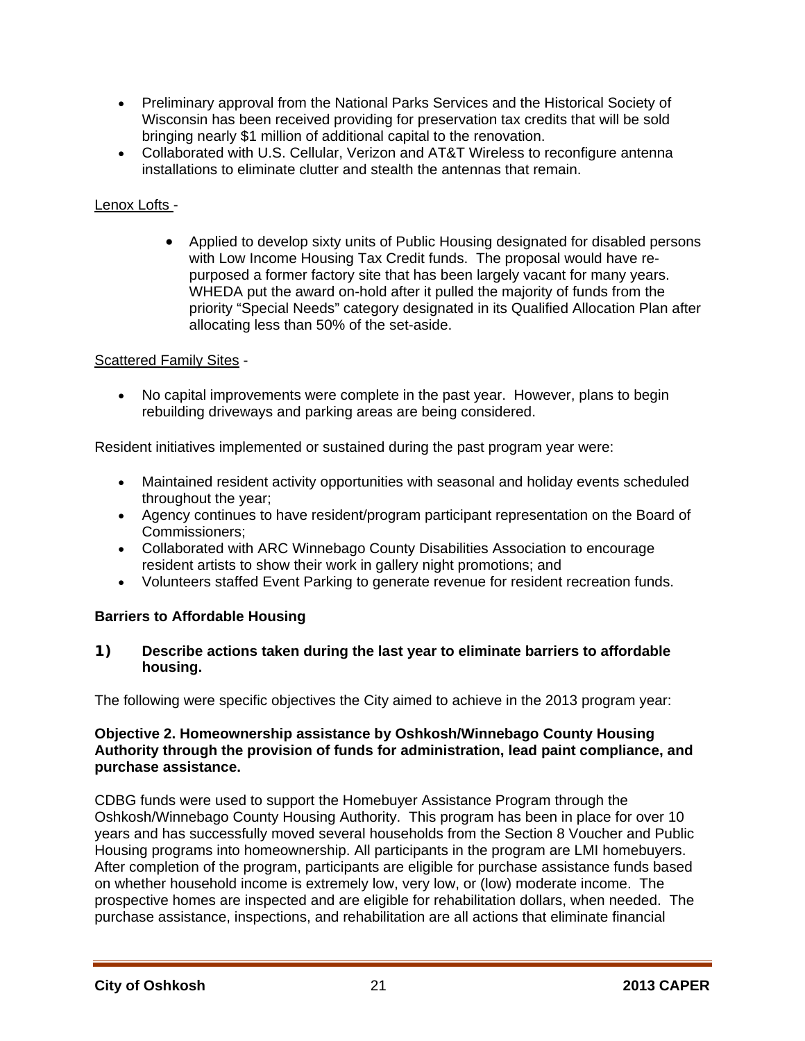- Preliminary approval from the National Parks Services and the Historical Society of Wisconsin has been received providing for preservation tax credits that will be sold bringing nearly $1 million of additional capital to the renovation.
- Collaborated with U.S. Cellular, Verizon and AT&T Wireless to reconfigure antenna installations to eliminate clutter and stealth the antennas that remain.

Lenox Lofts -

- Applied to develop sixty units of Public Housing designated for disabled persons with Low Income Housing Tax Credit funds. The proposal would have re-purposed a former factory site that has been largely vacant for many years. WHEDA put the award on-hold after it pulled the majority of funds from the priority "Special Needs" category designated in its Qualified Allocation Plan after allocating less than 50% of the set-aside.

Scattered Family Sites -

- No capital improvements were complete in the past year. However, plans to begin rebuilding driveways and parking areas are being considered.

Resident initiatives implemented or sustained during the past program year were:

- Maintained resident activity opportunities with seasonal and holiday events scheduled throughout the year;
- Agency continues to have resident/program participant representation on the Board of Commissioners;
- Collaborated with ARC Winnebago County Disabilities Association to encourage resident artists to show their work in gallery night promotions; and
- Volunteers staffed Event Parking to generate revenue for resident recreation funds.

**Barriers to Affordable Housing**

**1) Describe actions taken during the last year to eliminate barriers to affordable housing.**

The following were specific objectives the City aimed to achieve in the 2013 program year:

**Objective 2. Homeownership assistance by Oshkosh/Winnebago County Housing Authority through the provision of funds for administration, lead paint compliance, and purchase assistance.**

CDBG funds were used to support the Homebuyer Assistance Program through the Oshkosh/Winnebago County Housing Authority. This program has been in place for over 10 years and has successfully moved several households from the Section 8 Voucher and Public Housing programs into homeownership. All participants in the program are LMI homebuyers. After completion of the program, participants are eligible for purchase assistance funds based on whether household income is extremely low, very low, or (low) moderate income. The prospective homes are inspected and are eligible for rehabilitation dollars, when needed. The purchase assistance, inspections, and rehabilitation are all actions that eliminate financial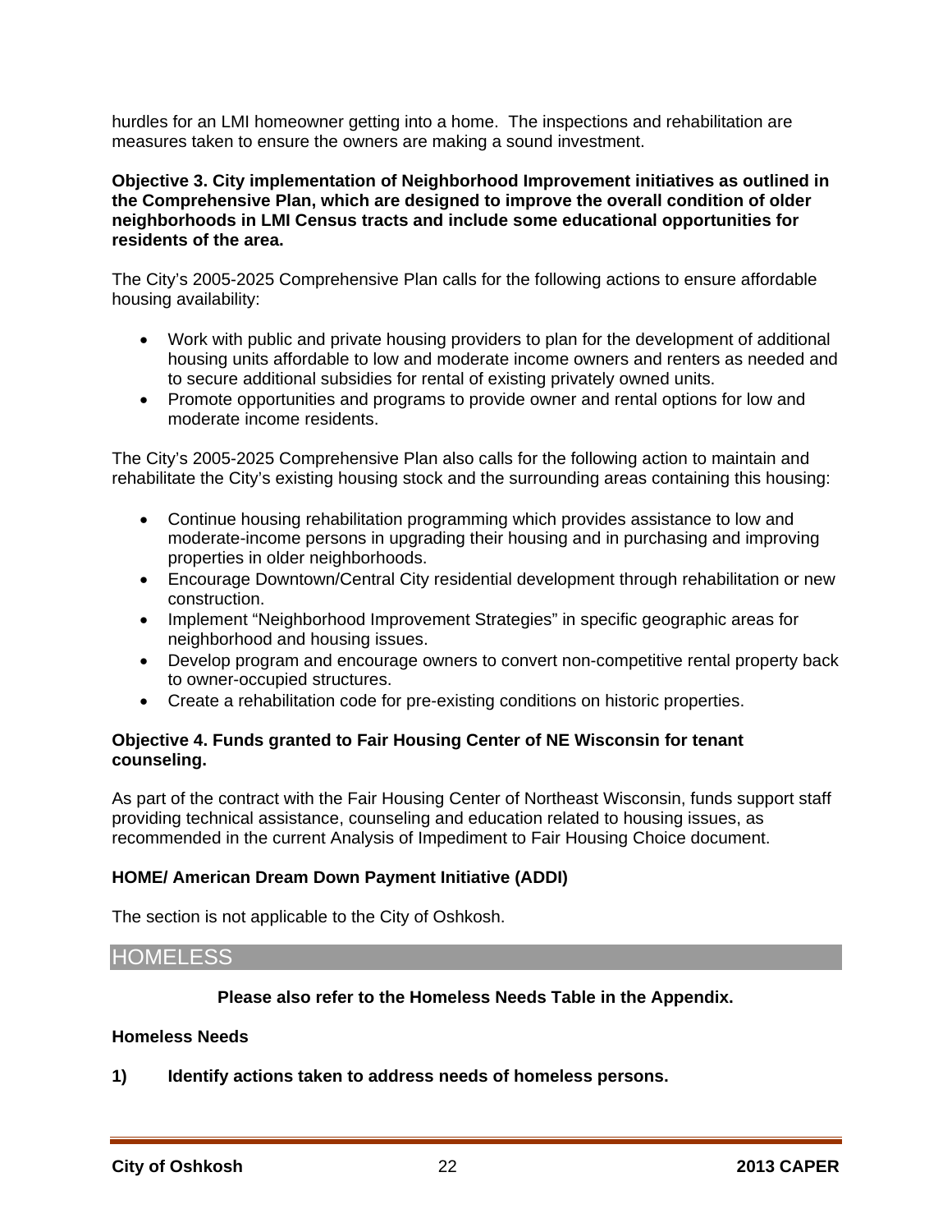hurdles for an LMI homeowner getting into a home. The inspections and rehabilitation are measures taken to ensure the owners are making a sound investment.

**Objective 3. City implementation of Neighborhood Improvement initiatives as outlined in the Comprehensive Plan, which are designed to improve the overall condition of older neighborhoods in LMI Census tracts and include some educational opportunities for residents of the area.**

The City's 2005-2025 Comprehensive Plan calls for the following actions to ensure affordable housing availability:

- Work with public and private housing providers to plan for the development of additional housing units affordable to low and moderate income owners and renters as needed and to secure additional subsidies for rental of existing privately owned units.
- Promote opportunities and programs to provide owner and rental options for low and moderate income residents.

The City's 2005-2025 Comprehensive Plan also calls for the following action to maintain and rehabilitate the City's existing housing stock and the surrounding areas containing this housing:

- Continue housing rehabilitation programming which provides assistance to low and moderate-income persons in upgrading their housing and in purchasing and improving properties in older neighborhoods.
- Encourage Downtown/Central City residential development through rehabilitation or new construction.
- Implement "Neighborhood Improvement Strategies" in specific geographic areas for neighborhood and housing issues.
- Develop program and encourage owners to convert non-competitive rental property back to owner-occupied structures.
- Create a rehabilitation code for pre-existing conditions on historic properties.

**Objective 4. Funds granted to Fair Housing Center of NE Wisconsin for tenant counseling.**

As part of the contract with the Fair Housing Center of Northeast Wisconsin, funds support staff providing technical assistance, counseling and education related to housing issues, as recommended in the current Analysis of Impediment to Fair Housing Choice document.

**HOME/ American Dream Down Payment Initiative (ADDI)**

The section is not applicable to the City of Oshkosh.

## HOMELESS

**Please also refer to the Homeless Needs Table in the Appendix.**

**Homeless Needs**

**1) Identify actions taken to address needs of homeless persons.**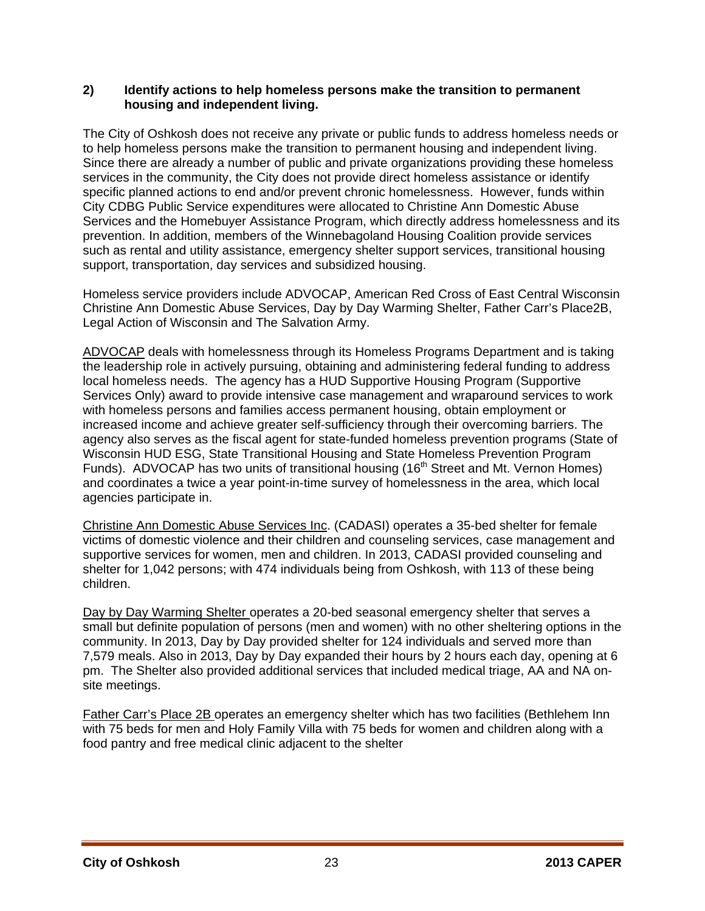**2) Identify actions to help homeless persons make the transition to permanent housing and independent living.**

The City of Oshkosh does not receive any private or public funds to address homeless needs or to help homeless persons make the transition to permanent housing and independent living. Since there are already a number of public and private organizations providing these homeless services in the community, the City does not provide direct homeless assistance or identify specific planned actions to end and/or prevent chronic homelessness. However, funds within City CDBG Public Service expenditures were allocated to Christine Ann Domestic Abuse Services and the Homebuyer Assistance Program, which directly address homelessness and its prevention. In addition, members of the Winnebagoland Housing Coalition provide services such as rental and utility assistance, emergency shelter support services, transitional housing support, transportation, day services and subsidized housing.

Homeless service providers include ADVOCAP, American Red Cross of East Central Wisconsin Christine Ann Domestic Abuse Services, Day by Day Warming Shelter, Father Carr's Place2B, Legal Action of Wisconsin and The Salvation Army.

<u>ADVOCAP</u> deals with homelessness through its Homeless Programs Department and is taking the leadership role in actively pursuing, obtaining and administering federal funding to address local homeless needs. The agency has a HUD Supportive Housing Program (Supportive Services Only) award to provide intensive case management and wraparound services to work with homeless persons and families access permanent housing, obtain employment or increased income and achieve greater self-sufficiency through their overcoming barriers. The agency also serves as the fiscal agent for state-funded homeless prevention programs (State of Wisconsin HUD ESG, State Transitional Housing and State Homeless Prevention Program Funds). ADVOCAP has two units of transitional housing (16th Street and Mt. Vernon Homes) and coordinates a twice a year point-in-time survey of homelessness in the area, which local agencies participate in.

<u>Christine Ann Domestic Abuse Services Inc</u>. (CADASI) operates a 35-bed shelter for female victims of domestic violence and their children and counseling services, case management and supportive services for women, men and children. In 2013, CADASI provided counseling and shelter for 1,042 persons; with 474 individuals being from Oshkosh, with 113 of these being children.

<u>Day by Day Warming Shelter</u> operates a 20-bed seasonal emergency shelter that serves a small but definite population of persons (men and women) with no other sheltering options in the community. In 2013, Day by Day provided shelter for 124 individuals and served more than 7,579 meals. Also in 2013, Day by Day expanded their hours by 2 hours each day, opening at 6 pm. The Shelter also provided additional services that included medical triage, AA and NA on-site meetings.

<u>Father Carr's Place 2B</u> operates an emergency shelter which has two facilities (Bethlehem Inn with 75 beds for men and Holy Family Villa with 75 beds for women and children along with a food pantry and free medical clinic adjacent to the shelter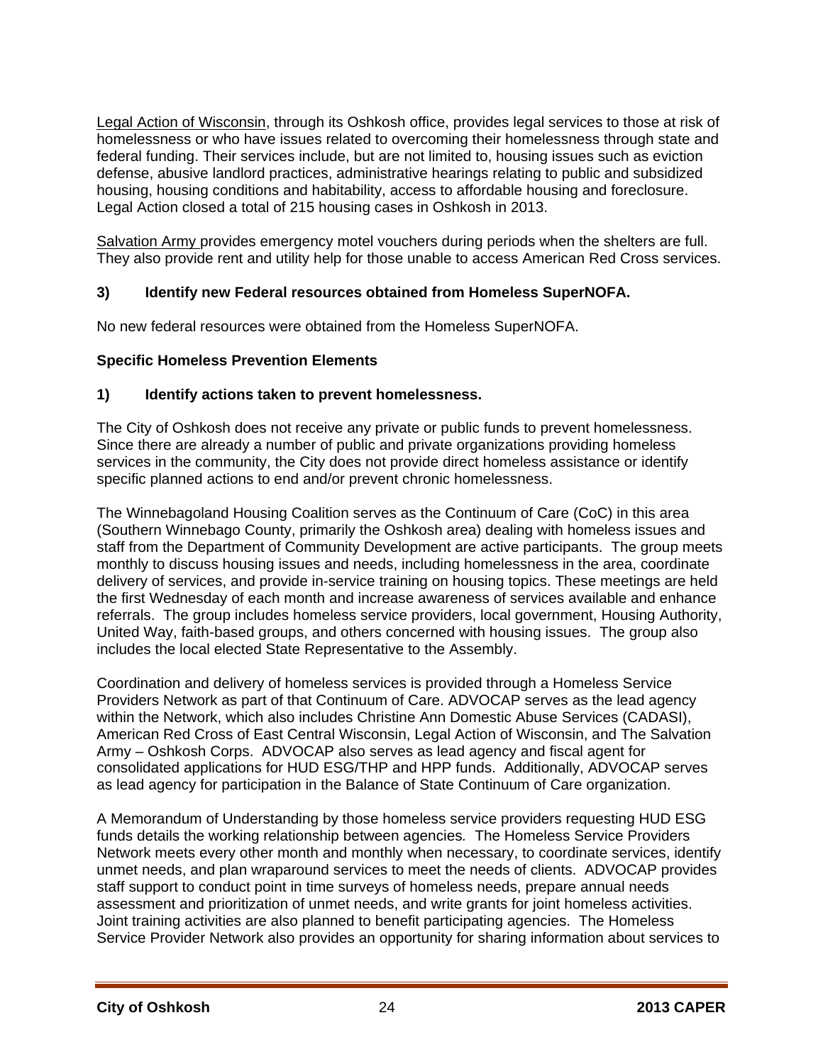Legal Action of Wisconsin, through its Oshkosh office, provides legal services to those at risk of homelessness or who have issues related to overcoming their homelessness through state and federal funding. Their services include, but are not limited to, housing issues such as eviction defense, abusive landlord practices, administrative hearings relating to public and subsidized housing, housing conditions and habitability, access to affordable housing and foreclosure. Legal Action closed a total of 215 housing cases in Oshkosh in 2013.

Salvation Army provides emergency motel vouchers during periods when the shelters are full. They also provide rent and utility help for those unable to access American Red Cross services.

**3) Identify new Federal resources obtained from Homeless SuperNOFA.**

No new federal resources were obtained from the Homeless SuperNOFA.

**Specific Homeless Prevention Elements**

**1) Identify actions taken to prevent homelessness.**

The City of Oshkosh does not receive any private or public funds to prevent homelessness. Since there are already a number of public and private organizations providing homeless services in the community, the City does not provide direct homeless assistance or identify specific planned actions to end and/or prevent chronic homelessness.

The Winnebagoland Housing Coalition serves as the Continuum of Care (CoC) in this area (Southern Winnebago County, primarily the Oshkosh area) dealing with homeless issues and staff from the Department of Community Development are active participants. The group meets monthly to discuss housing issues and needs, including homelessness in the area, coordinate delivery of services, and provide in-service training on housing topics. These meetings are held the first Wednesday of each month and increase awareness of services available and enhance referrals. The group includes homeless service providers, local government, Housing Authority, United Way, faith-based groups, and others concerned with housing issues. The group also includes the local elected State Representative to the Assembly.

Coordination and delivery of homeless services is provided through a Homeless Service Providers Network as part of that Continuum of Care. ADVOCAP serves as the lead agency within the Network, which also includes Christine Ann Domestic Abuse Services (CADASI), American Red Cross of East Central Wisconsin, Legal Action of Wisconsin, and The Salvation Army – Oshkosh Corps. ADVOCAP also serves as lead agency and fiscal agent for consolidated applications for HUD ESG/THP and HPP funds. Additionally, ADVOCAP serves as lead agency for participation in the Balance of State Continuum of Care organization.

A Memorandum of Understanding by those homeless service providers requesting HUD ESG funds details the working relationship between agencies*.* The Homeless Service Providers Network meets every other month and monthly when necessary, to coordinate services, identify unmet needs, and plan wraparound services to meet the needs of clients. ADVOCAP provides staff support to conduct point in time surveys of homeless needs, prepare annual needs assessment and prioritization of unmet needs, and write grants for joint homeless activities. Joint training activities are also planned to benefit participating agencies. The Homeless Service Provider Network also provides an opportunity for sharing information about services to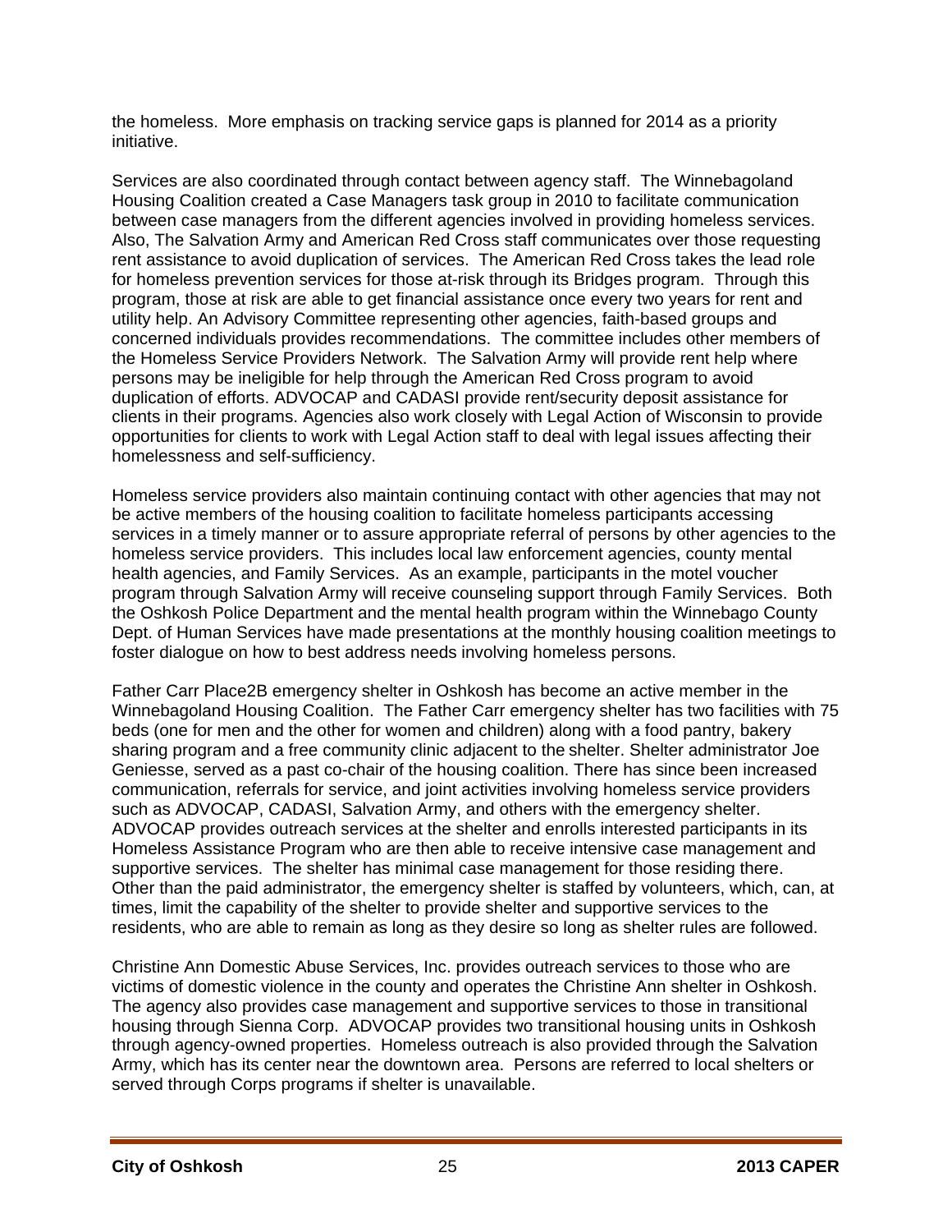the homeless. More emphasis on tracking service gaps is planned for 2014 as a priority initiative.

Services are also coordinated through contact between agency staff. The Winnebagoland Housing Coalition created a Case Managers task group in 2010 to facilitate communication between case managers from the different agencies involved in providing homeless services. Also, The Salvation Army and American Red Cross staff communicates over those requesting rent assistance to avoid duplication of services. The American Red Cross takes the lead role for homeless prevention services for those at-risk through its Bridges program. Through this program, those at risk are able to get financial assistance once every two years for rent and utility help. An Advisory Committee representing other agencies, faith-based groups and concerned individuals provides recommendations. The committee includes other members of the Homeless Service Providers Network. The Salvation Army will provide rent help where persons may be ineligible for help through the American Red Cross program to avoid duplication of efforts. ADVOCAP and CADASI provide rent/security deposit assistance for clients in their programs. Agencies also work closely with Legal Action of Wisconsin to provide opportunities for clients to work with Legal Action staff to deal with legal issues affecting their homelessness and self-sufficiency.

Homeless service providers also maintain continuing contact with other agencies that may not be active members of the housing coalition to facilitate homeless participants accessing services in a timely manner or to assure appropriate referral of persons by other agencies to the homeless service providers. This includes local law enforcement agencies, county mental health agencies, and Family Services. As an example, participants in the motel voucher program through Salvation Army will receive counseling support through Family Services. Both the Oshkosh Police Department and the mental health program within the Winnebago County Dept. of Human Services have made presentations at the monthly housing coalition meetings to foster dialogue on how to best address needs involving homeless persons.

Father Carr Place2B emergency shelter in Oshkosh has become an active member in the Winnebagoland Housing Coalition. The Father Carr emergency shelter has two facilities with 75 beds (one for men and the other for women and children) along with a food pantry, bakery sharing program and a free community clinic adjacent to the shelter. Shelter administrator Joe Geniesse, served as a past co-chair of the housing coalition. There has since been increased communication, referrals for service, and joint activities involving homeless service providers such as ADVOCAP, CADASI, Salvation Army, and others with the emergency shelter. ADVOCAP provides outreach services at the shelter and enrolls interested participants in its Homeless Assistance Program who are then able to receive intensive case management and supportive services. The shelter has minimal case management for those residing there. Other than the paid administrator, the emergency shelter is staffed by volunteers, which, can, at times, limit the capability of the shelter to provide shelter and supportive services to the residents, who are able to remain as long as they desire so long as shelter rules are followed.

Christine Ann Domestic Abuse Services, Inc. provides outreach services to those who are victims of domestic violence in the county and operates the Christine Ann shelter in Oshkosh. The agency also provides case management and supportive services to those in transitional housing through Sienna Corp. ADVOCAP provides two transitional housing units in Oshkosh through agency-owned properties. Homeless outreach is also provided through the Salvation Army, which has its center near the downtown area. Persons are referred to local shelters or served through Corps programs if shelter is unavailable.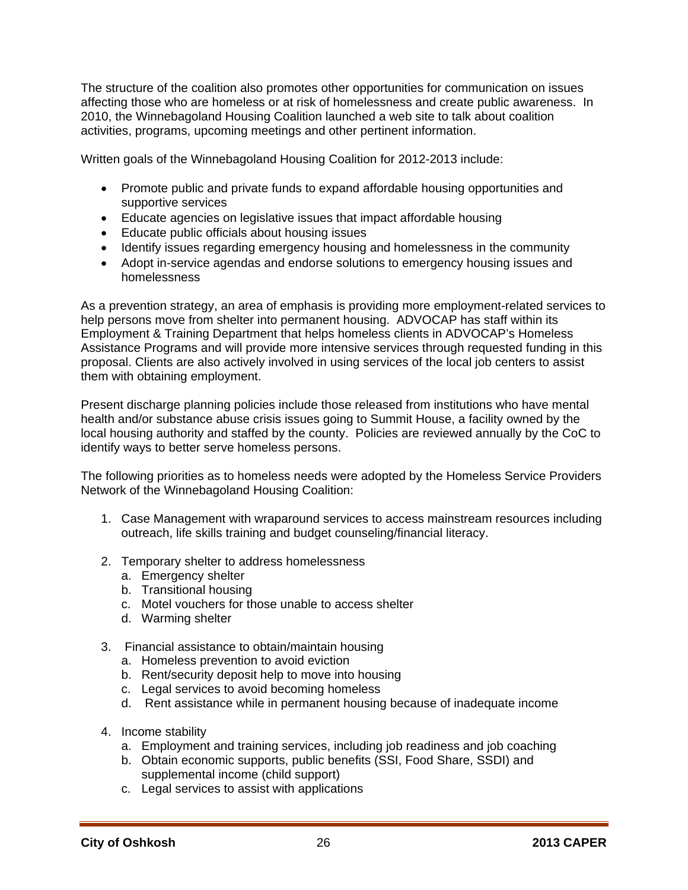The structure of the coalition also promotes other opportunities for communication on issues affecting those who are homeless or at risk of homelessness and create public awareness. In 2010, the Winnebagoland Housing Coalition launched a web site to talk about coalition activities, programs, upcoming meetings and other pertinent information.

Written goals of the Winnebagoland Housing Coalition for 2012-2013 include:

- Promote public and private funds to expand affordable housing opportunities and supportive services
- Educate agencies on legislative issues that impact affordable housing
- Educate public officials about housing issues
- Identify issues regarding emergency housing and homelessness in the community
- Adopt in-service agendas and endorse solutions to emergency housing issues and homelessness

As a prevention strategy, an area of emphasis is providing more employment-related services to help persons move from shelter into permanent housing. ADVOCAP has staff within its Employment & Training Department that helps homeless clients in ADVOCAP's Homeless Assistance Programs and will provide more intensive services through requested funding in this proposal. Clients are also actively involved in using services of the local job centers to assist them with obtaining employment.

Present discharge planning policies include those released from institutions who have mental health and/or substance abuse crisis issues going to Summit House, a facility owned by the local housing authority and staffed by the county. Policies are reviewed annually by the CoC to identify ways to better serve homeless persons.

The following priorities as to homeless needs were adopted by the Homeless Service Providers Network of the Winnebagoland Housing Coalition:

1. Case Management with wraparound services to access mainstream resources including outreach, life skills training and budget counseling/financial literacy.

2. Temporary shelter to address homelessness
   a. Emergency shelter
   b. Transitional housing
   c. Motel vouchers for those unable to access shelter
   d. Warming shelter

3. Financial assistance to obtain/maintain housing
   a. Homeless prevention to avoid eviction
   b. Rent/security deposit help to move into housing
   c. Legal services to avoid becoming homeless
   d. Rent assistance while in permanent housing because of inadequate income

4. Income stability
   a. Employment and training services, including job readiness and job coaching
   b. Obtain economic supports, public benefits (SSI, Food Share, SSDI) and supplemental income (child support)
   c. Legal services to assist with applications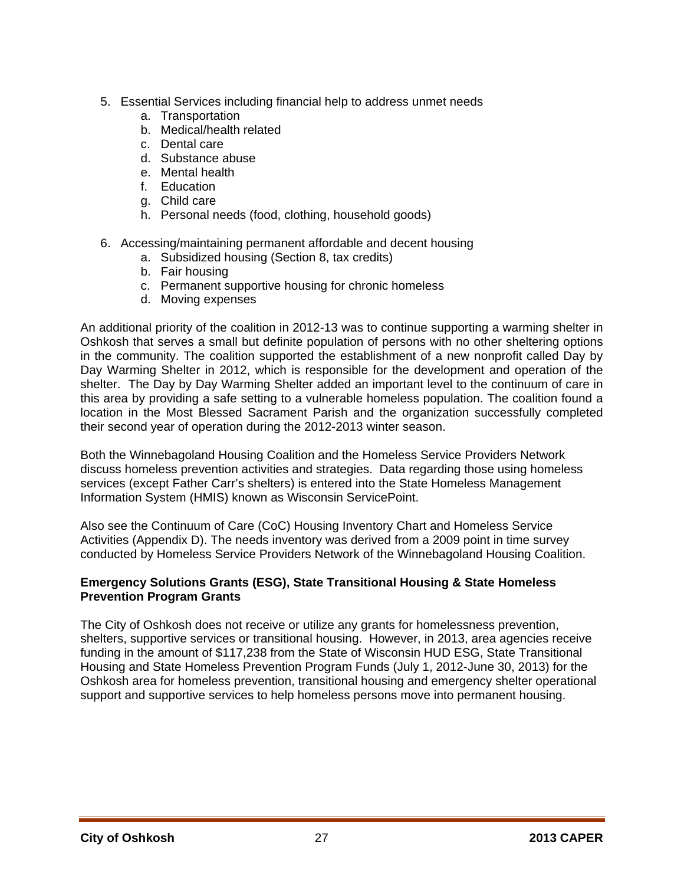5. Essential Services including financial help to address unmet needs
    a. Transportation
    b. Medical/health related
    c. Dental care
    d. Substance abuse
    e. Mental health
    f. Education
    g. Child care
    h. Personal needs (food, clothing, household goods)

6. Accessing/maintaining permanent affordable and decent housing
    a. Subsidized housing (Section 8, tax credits)
    b. Fair housing
    c. Permanent supportive housing for chronic homeless
    d. Moving expenses

An additional priority of the coalition in 2012-13 was to continue supporting a warming shelter in Oshkosh that serves a small but definite population of persons with no other sheltering options in the community. The coalition supported the establishment of a new nonprofit called Day by Day Warming Shelter in 2012, which is responsible for the development and operation of the shelter. The Day by Day Warming Shelter added an important level to the continuum of care in this area by providing a safe setting to a vulnerable homeless population. The coalition found a location in the Most Blessed Sacrament Parish and the organization successfully completed their second year of operation during the 2012-2013 winter season.

Both the Winnebagoland Housing Coalition and the Homeless Service Providers Network discuss homeless prevention activities and strategies. Data regarding those using homeless services (except Father Carr's shelters) is entered into the State Homeless Management Information System (HMIS) known as Wisconsin ServicePoint.

Also see the Continuum of Care (CoC) Housing Inventory Chart and Homeless Service Activities (Appendix D). The needs inventory was derived from a 2009 point in time survey conducted by Homeless Service Providers Network of the Winnebagoland Housing Coalition.

**Emergency Solutions Grants (ESG), State Transitional Housing & State Homeless Prevention Program Grants**

The City of Oshkosh does not receive or utilize any grants for homelessness prevention, shelters, supportive services or transitional housing. However, in 2013, area agencies receive funding in the amount of $117,238 from the State of Wisconsin HUD ESG, State Transitional Housing and State Homeless Prevention Program Funds (July 1, 2012-June 30, 2013) for the Oshkosh area for homeless prevention, transitional housing and emergency shelter operational support and supportive services to help homeless persons move into permanent housing.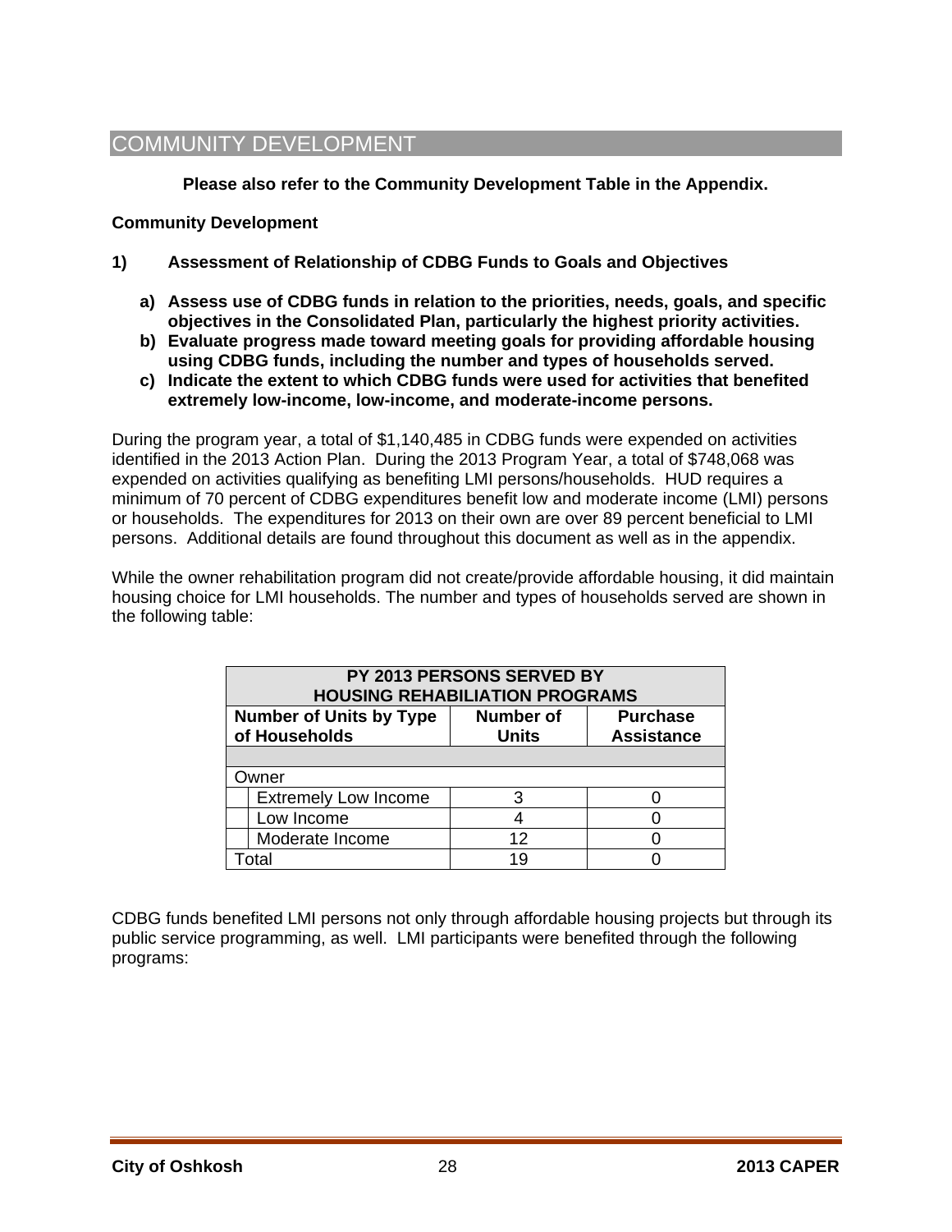# COMMUNITY DEVELOPMENT

**Please also refer to the Community Development Table in the Appendix.**

**Community Development**

**1) Assessment of Relationship of CDBG Funds to Goals and Objectives**

- **a) Assess use of CDBG funds in relation to the priorities, needs, goals, and specific objectives in the Consolidated Plan, particularly the highest priority activities.**
- **b) Evaluate progress made toward meeting goals for providing affordable housing using CDBG funds, including the number and types of households served.**
- **c) Indicate the extent to which CDBG funds were used for activities that benefited extremely low-income, low-income, and moderate-income persons.**

During the program year, a total of $1,140,485 in CDBG funds were expended on activities identified in the 2013 Action Plan. During the 2013 Program Year, a total of $748,068 was expended on activities qualifying as benefiting LMI persons/households. HUD requires a minimum of 70 percent of CDBG expenditures benefit low and moderate income (LMI) persons or households. The expenditures for 2013 on their own are over 89 percent beneficial to LMI persons. Additional details are found throughout this document as well as in the appendix.

While the owner rehabilitation program did not create/provide affordable housing, it did maintain housing choice for LMI households. The number and types of households served are shown in the following table:

| PY 2013 PERSONS SERVED BY HOUSING REHABILIATION PROGRAMS | | |
|---|---|---|
| **Number of Units by Type of Households** | **Number of Units** | **Purchase Assistance** |
| | | |
| Owner | | |
| Extremely Low Income | 3 | 0 |
| Low Income | 4 | 0 |
| Moderate Income | 12 | 0 |
| Total | 19 | 0 |

CDBG funds benefited LMI persons not only through affordable housing projects but through its public service programming, as well. LMI participants were benefited through the following programs: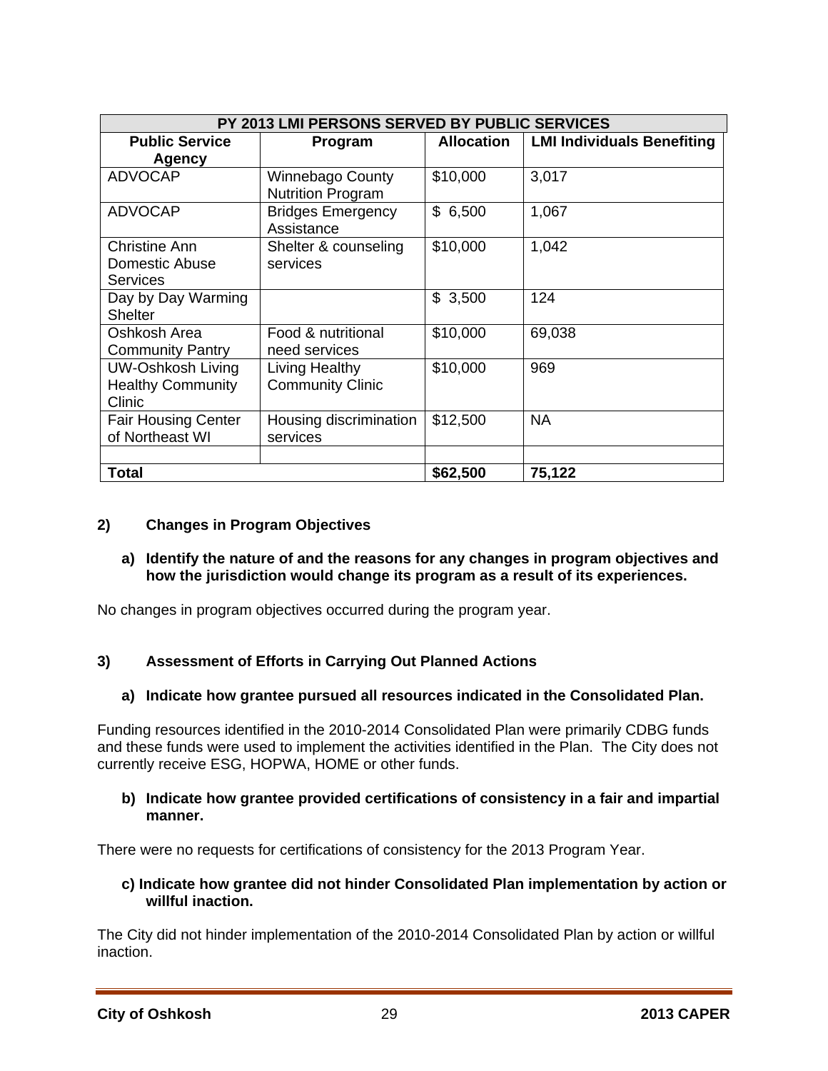| PY 2013 LMI PERSONS SERVED BY PUBLIC SERVICES | | | |
|---|---|---|---|
| **Public Service Agency** | **Program** | **Allocation** | **LMI Individuals Benefiting** |
| ADVOCAP | Winnebago County Nutrition Program | $10,000 | 3,017 |
| ADVOCAP | Bridges Emergency Assistance | $ 6,500 | 1,067 |
| Christine Ann Domestic Abuse Services | Shelter & counseling services | $10,000 | 1,042 |
| Day by Day Warming Shelter | | $ 3,500 | 124 |
| Oshkosh Area Community Pantry | Food & nutritional need services | $10,000 | 69,038 |
| UW-Oshkosh Living Healthy Community Clinic | Living Healthy Community Clinic | $10,000 | 969 |
| Fair Housing Center of Northeast WI | Housing discrimination services | $12,500 | NA |
| | | | |
| **Total** | | **$62,500** | **75,122** |

## 2) Changes in Program Objectives

**a) Identify the nature of and the reasons for any changes in program objectives and how the jurisdiction would change its program as a result of its experiences.**

No changes in program objectives occurred during the program year.

## 3) Assessment of Efforts in Carrying Out Planned Actions

**a) Indicate how grantee pursued all resources indicated in the Consolidated Plan.**

Funding resources identified in the 2010-2014 Consolidated Plan were primarily CDBG funds and these funds were used to implement the activities identified in the Plan. The City does not currently receive ESG, HOPWA, HOME or other funds.

**b) Indicate how grantee provided certifications of consistency in a fair and impartial manner.**

There were no requests for certifications of consistency for the 2013 Program Year.

**c) Indicate how grantee did not hinder Consolidated Plan implementation by action or willful inaction.**

The City did not hinder implementation of the 2010-2014 Consolidated Plan by action or willful inaction.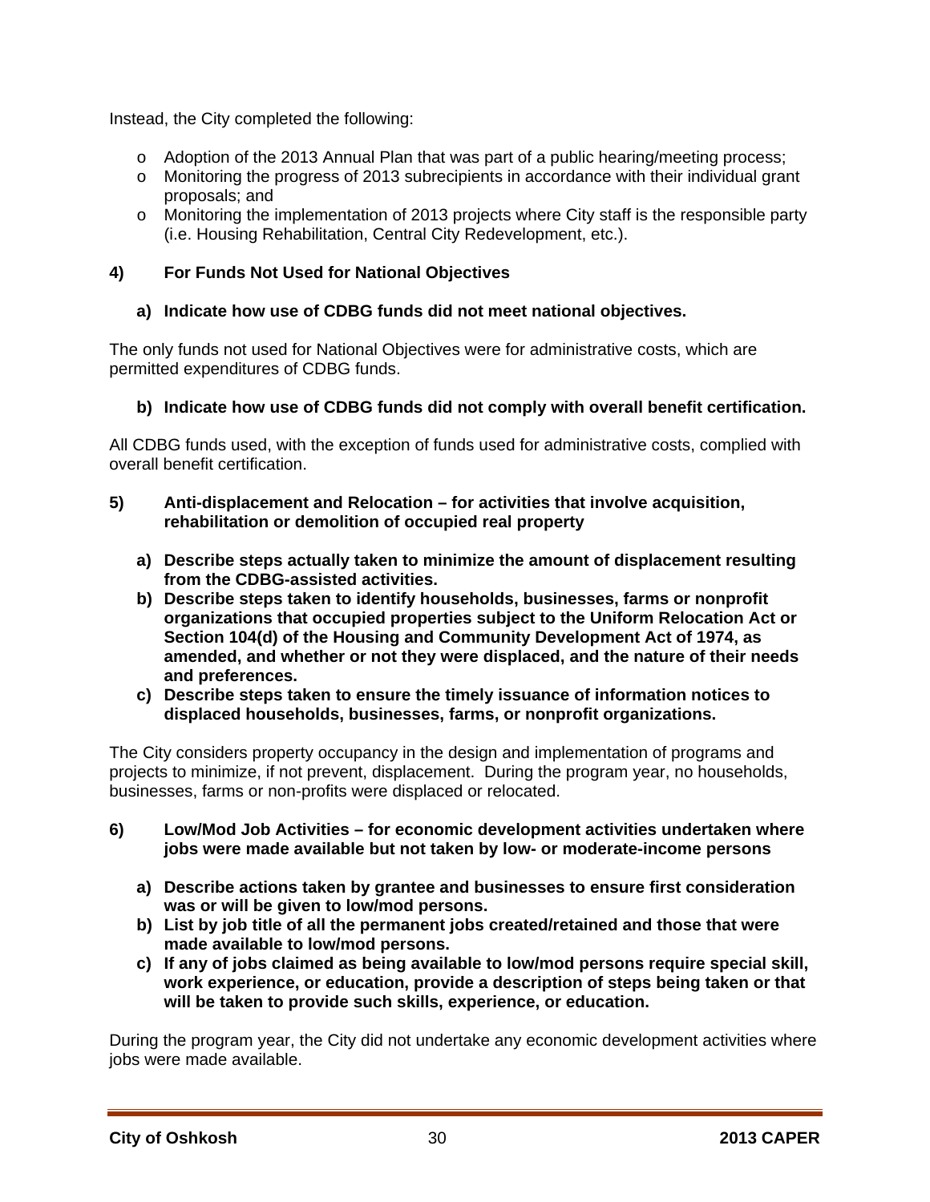Instead, the City completed the following:

- Adoption of the 2013 Annual Plan that was part of a public hearing/meeting process;
- Monitoring the progress of 2013 subrecipients in accordance with their individual grant proposals; and
- Monitoring the implementation of 2013 projects where City staff is the responsible party (i.e. Housing Rehabilitation, Central City Redevelopment, etc.).

**4) For Funds Not Used for National Objectives**

**a) Indicate how use of CDBG funds did not meet national objectives.**

The only funds not used for National Objectives were for administrative costs, which are permitted expenditures of CDBG funds.

**b) Indicate how use of CDBG funds did not comply with overall benefit certification.**

All CDBG funds used, with the exception of funds used for administrative costs, complied with overall benefit certification.

**5) Anti-displacement and Relocation – for activities that involve acquisition, rehabilitation or demolition of occupied real property**

**a) Describe steps actually taken to minimize the amount of displacement resulting from the CDBG-assisted activities.**

**b) Describe steps taken to identify households, businesses, farms or nonprofit organizations that occupied properties subject to the Uniform Relocation Act or Section 104(d) of the Housing and Community Development Act of 1974, as amended, and whether or not they were displaced, and the nature of their needs and preferences.**

**c) Describe steps taken to ensure the timely issuance of information notices to displaced households, businesses, farms, or nonprofit organizations.**

The City considers property occupancy in the design and implementation of programs and projects to minimize, if not prevent, displacement. During the program year, no households, businesses, farms or non-profits were displaced or relocated.

**6) Low/Mod Job Activities – for economic development activities undertaken where jobs were made available but not taken by low- or moderate-income persons**

**a) Describe actions taken by grantee and businesses to ensure first consideration was or will be given to low/mod persons.**

**b) List by job title of all the permanent jobs created/retained and those that were made available to low/mod persons.**

**c) If any of jobs claimed as being available to low/mod persons require special skill, work experience, or education, provide a description of steps being taken or that will be taken to provide such skills, experience, or education.**

During the program year, the City did not undertake any economic development activities where jobs were made available.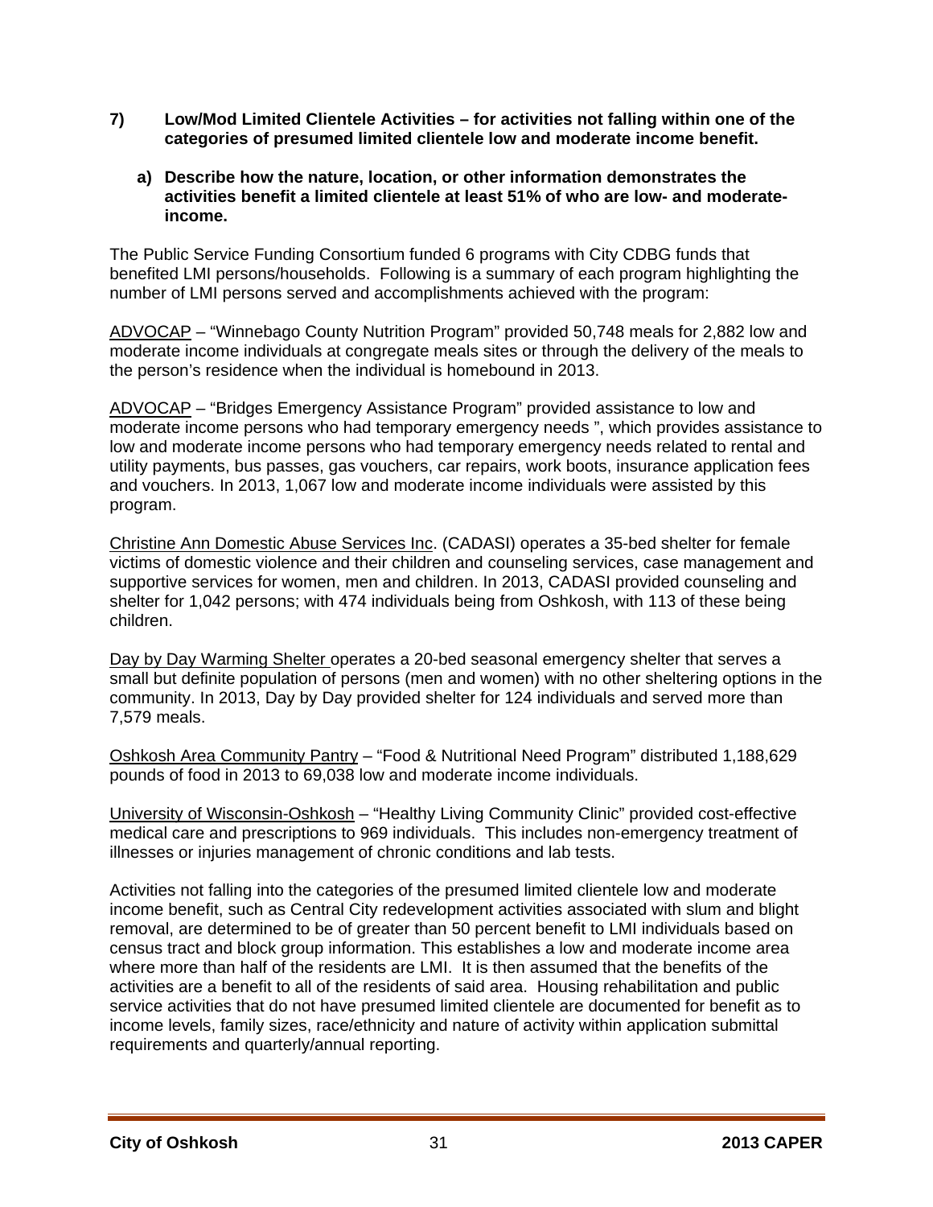**7) Low/Mod Limited Clientele Activities – for activities not falling within one of the categories of presumed limited clientele low and moderate income benefit.**

**a) Describe how the nature, location, or other information demonstrates the activities benefit a limited clientele at least 51% of who are low- and moderate-income.**

The Public Service Funding Consortium funded 6 programs with City CDBG funds that benefited LMI persons/households. Following is a summary of each program highlighting the number of LMI persons served and accomplishments achieved with the program:

ADVOCAP – "Winnebago County Nutrition Program" provided 50,748 meals for 2,882 low and moderate income individuals at congregate meals sites or through the delivery of the meals to the person's residence when the individual is homebound in 2013.

ADVOCAP – "Bridges Emergency Assistance Program" provided assistance to low and moderate income persons who had temporary emergency needs ", which provides assistance to low and moderate income persons who had temporary emergency needs related to rental and utility payments, bus passes, gas vouchers, car repairs, work boots, insurance application fees and vouchers. In 2013, 1,067 low and moderate income individuals were assisted by this program.

Christine Ann Domestic Abuse Services Inc. (CADASI) operates a 35-bed shelter for female victims of domestic violence and their children and counseling services, case management and supportive services for women, men and children. In 2013, CADASI provided counseling and shelter for 1,042 persons; with 474 individuals being from Oshkosh, with 113 of these being children.

Day by Day Warming Shelter operates a 20-bed seasonal emergency shelter that serves a small but definite population of persons (men and women) with no other sheltering options in the community. In 2013, Day by Day provided shelter for 124 individuals and served more than 7,579 meals.

Oshkosh Area Community Pantry – "Food & Nutritional Need Program" distributed 1,188,629 pounds of food in 2013 to 69,038 low and moderate income individuals.

University of Wisconsin-Oshkosh – "Healthy Living Community Clinic" provided cost-effective medical care and prescriptions to 969 individuals. This includes non-emergency treatment of illnesses or injuries management of chronic conditions and lab tests.

Activities not falling into the categories of the presumed limited clientele low and moderate income benefit, such as Central City redevelopment activities associated with slum and blight removal, are determined to be of greater than 50 percent benefit to LMI individuals based on census tract and block group information. This establishes a low and moderate income area where more than half of the residents are LMI. It is then assumed that the benefits of the activities are a benefit to all of the residents of said area. Housing rehabilitation and public service activities that do not have presumed limited clientele are documented for benefit as to income levels, family sizes, race/ethnicity and nature of activity within application submittal requirements and quarterly/annual reporting.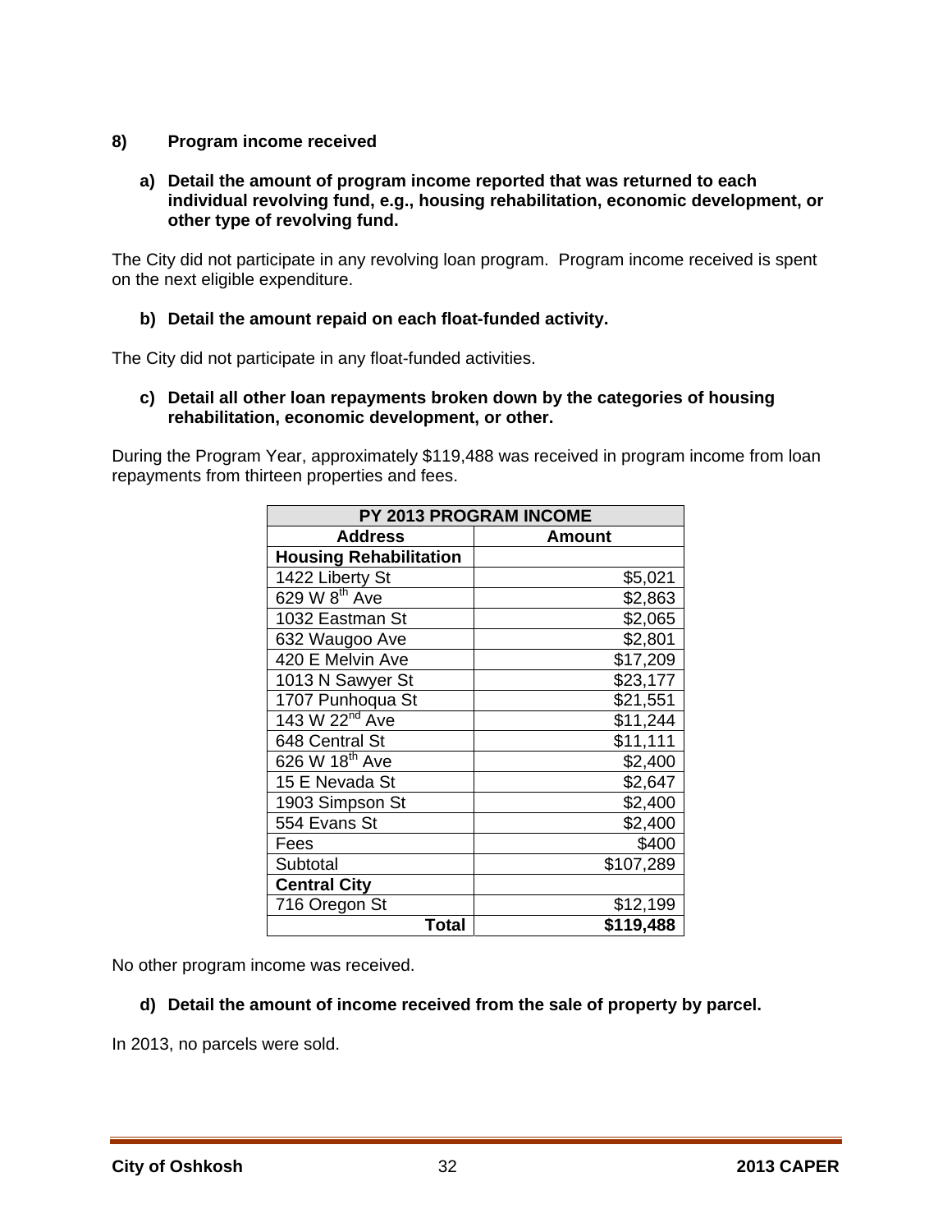**8) Program income received**

**a) Detail the amount of program income reported that was returned to each individual revolving fund, e.g., housing rehabilitation, economic development, or other type of revolving fund.**

The City did not participate in any revolving loan program. Program income received is spent on the next eligible expenditure.

**b) Detail the amount repaid on each float-funded activity.**

The City did not participate in any float-funded activities.

**c) Detail all other loan repayments broken down by the categories of housing rehabilitation, economic development, or other.**

During the Program Year, approximately $119,488 was received in program income from loan repayments from thirteen properties and fees.

| PY 2013 PROGRAM INCOME | |
|---|---|
| **Address** | **Amount** |
| **Housing Rehabilitation** | |
| 1422 Liberty St | $5,021 |
| 629 W 8th Ave | $2,863 |
| 1032 Eastman St | $2,065 |
| 632 Waugoo Ave | $2,801 |
| 420 E Melvin Ave | $17,209 |
| 1013 N Sawyer St | $23,177 |
| 1707 Punhoqua St | $21,551 |
| 143 W 22nd Ave | $11,244 |
| 648 Central St | $11,111 |
| 626 W 18th Ave | $2,400 |
| 15 E Nevada St | $2,647 |
| 1903 Simpson St | $2,400 |
| 554 Evans St | $2,400 |
| Fees | $400 |
| Subtotal | $107,289 |
| **Central City** | |
| 716 Oregon St | $12,199 |
| **Total** | **$119,488** |

No other program income was received.

**d) Detail the amount of income received from the sale of property by parcel.**

In 2013, no parcels were sold.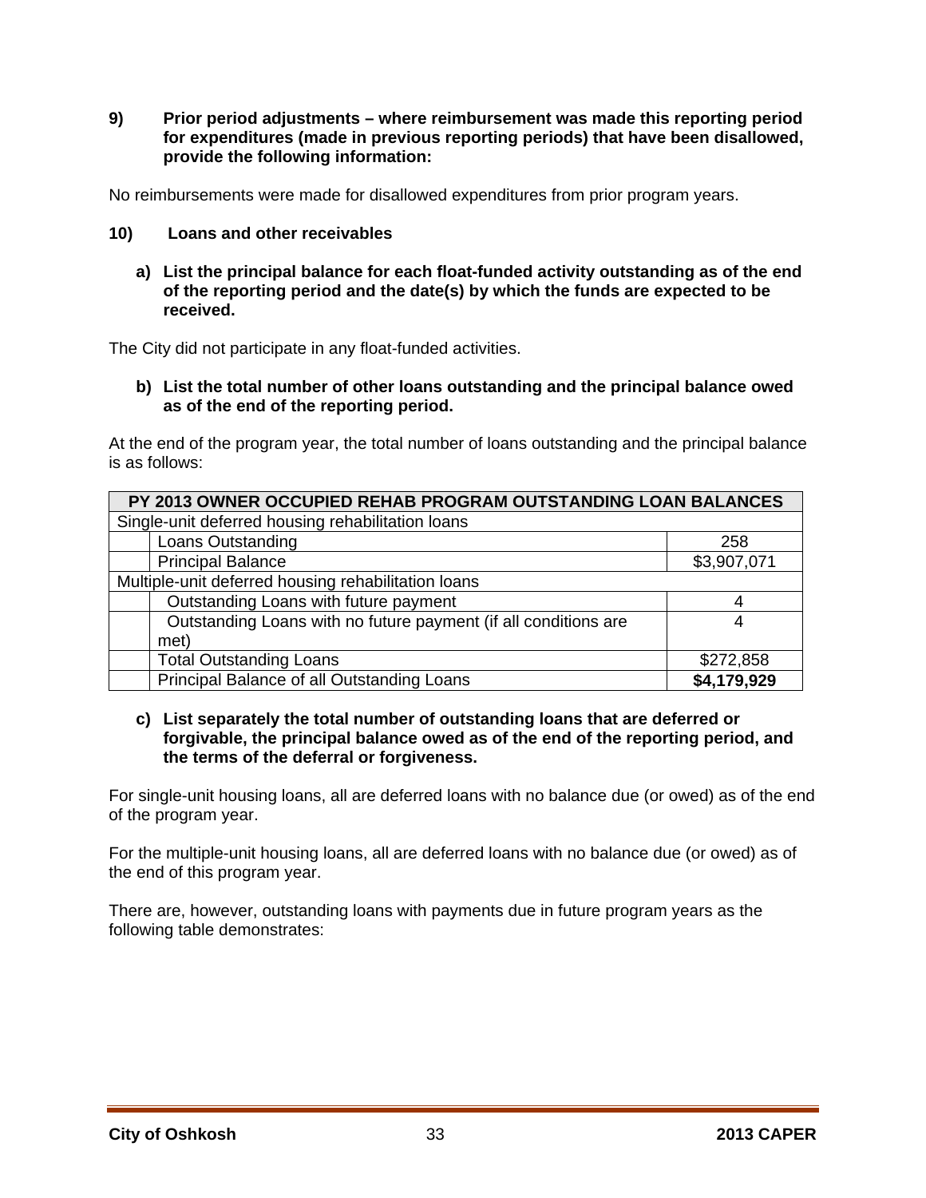**9) Prior period adjustments – where reimbursement was made this reporting period for expenditures (made in previous reporting periods) that have been disallowed, provide the following information:**

No reimbursements were made for disallowed expenditures from prior program years.

**10) Loans and other receivables**

**a) List the principal balance for each float-funded activity outstanding as of the end of the reporting period and the date(s) by which the funds are expected to be received.**

The City did not participate in any float-funded activities.

**b) List the total number of other loans outstanding and the principal balance owed as of the end of the reporting period.**

At the end of the program year, the total number of loans outstanding and the principal balance is as follows:

| PY 2013 OWNER OCCUPIED REHAB PROGRAM OUTSTANDING LOAN BALANCES | | |
|---|---|---|
| Single-unit deferred housing rehabilitation loans | | |
| | Loans Outstanding | 258 |
| | Principal Balance | $3,907,071 |
| Multiple-unit deferred housing rehabilitation loans | | |
| | Outstanding Loans with future payment | 4 |
| | Outstanding Loans with no future payment (if all conditions are met) | 4 |
| | Total Outstanding Loans | $272,858 |
| | Principal Balance of all Outstanding Loans | **$4,179,929** |

**c) List separately the total number of outstanding loans that are deferred or forgivable, the principal balance owed as of the end of the reporting period, and the terms of the deferral or forgiveness.**

For single-unit housing loans, all are deferred loans with no balance due (or owed) as of the end of the program year.

For the multiple-unit housing loans, all are deferred loans with no balance due (or owed) as of the end of this program year.

There are, however, outstanding loans with payments due in future program years as the following table demonstrates: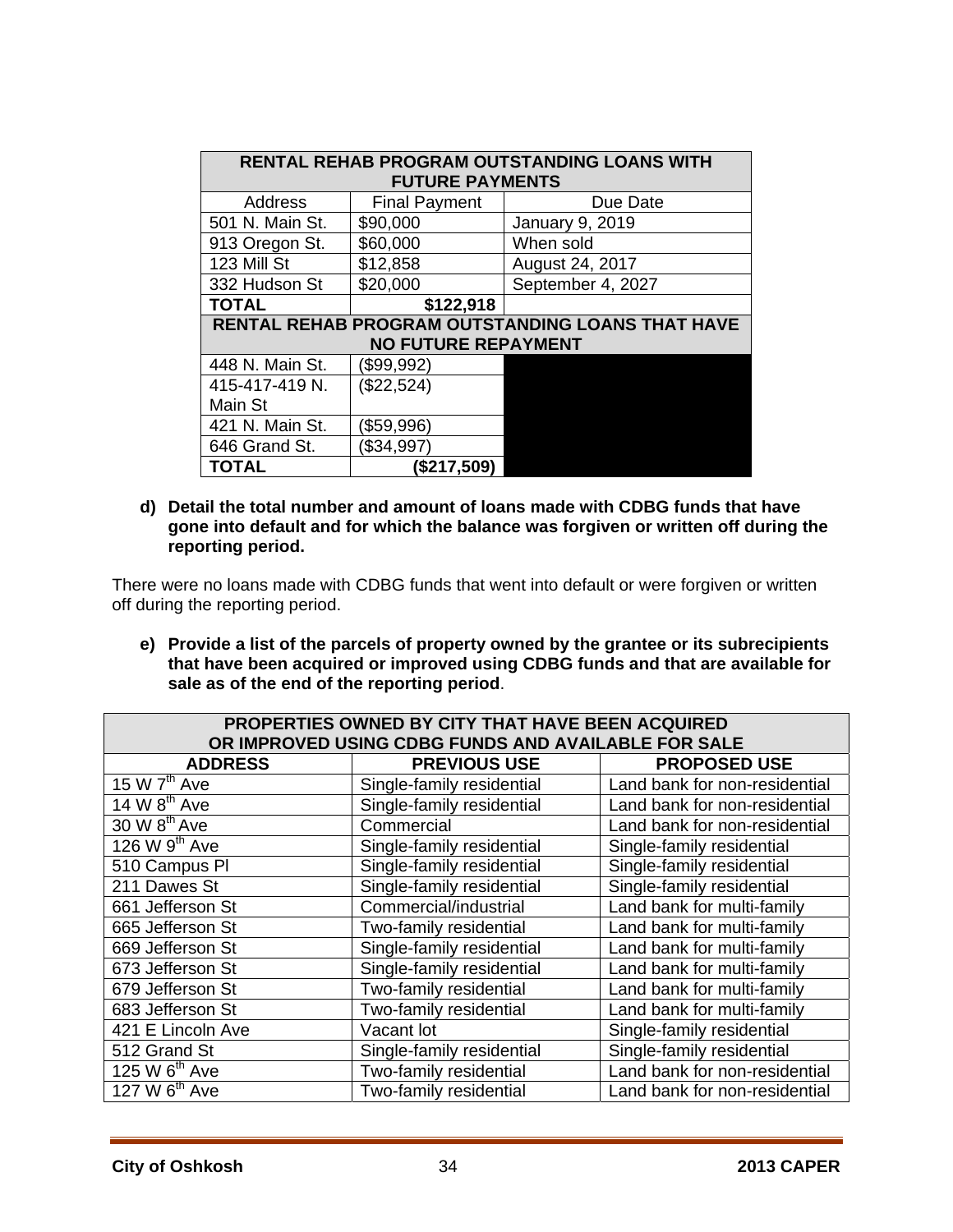| RENTAL REHAB PROGRAM OUTSTANDING LOANS WITH FUTURE PAYMENTS | | |
|---|---|---|
| Address | Final Payment | Due Date |
| 501 N. Main St. | $90,000 | January 9, 2019 |
| 913 Oregon St. | $60,000 | When sold |
| 123 Mill St | $12,858 | August 24, 2017 |
| 332 Hudson St | $20,000 | September 4, 2027 |
| **TOTAL** | **$122,918** | |
| **RENTAL REHAB PROGRAM OUTSTANDING LOANS THAT HAVE NO FUTURE REPAYMENT** | | |
| 448 N. Main St. | ($99,992) | |
| 415-417-419 N. Main St | ($22,524) | |
| 421 N. Main St. | ($59,996) | |
| 646 Grand St. | ($34,997) | |
| **TOTAL** | **($217,509)** | |

**d) Detail the total number and amount of loans made with CDBG funds that have gone into default and for which the balance was forgiven or written off during the reporting period.**

There were no loans made with CDBG funds that went into default or were forgiven or written off during the reporting period.

**e) Provide a list of the parcels of property owned by the grantee or its subrecipients that have been acquired or improved using CDBG funds and that are available for sale as of the end of the reporting period**.

| PROPERTIES OWNED BY CITY THAT HAVE BEEN ACQUIRED OR IMPROVED USING CDBG FUNDS AND AVAILABLE FOR SALE | | |
|---|---|---|
| **ADDRESS** | **PREVIOUS USE** | **PROPOSED USE** |
| 15 W 7th Ave | Single-family residential | Land bank for non-residential |
| 14 W 8th Ave | Single-family residential | Land bank for non-residential |
| 30 W 8th Ave | Commercial | Land bank for non-residential |
| 126 W 9th Ave | Single-family residential | Single-family residential |
| 510 Campus Pl | Single-family residential | Single-family residential |
| 211 Dawes St | Single-family residential | Single-family residential |
| 661 Jefferson St | Commercial/industrial | Land bank for multi-family |
| 665 Jefferson St | Two-family residential | Land bank for multi-family |
| 669 Jefferson St | Single-family residential | Land bank for multi-family |
| 673 Jefferson St | Single-family residential | Land bank for multi-family |
| 679 Jefferson St | Two-family residential | Land bank for multi-family |
| 683 Jefferson St | Two-family residential | Land bank for multi-family |
| 421 E Lincoln Ave | Vacant lot | Single-family residential |
| 512 Grand St | Single-family residential | Single-family residential |
| 125 W 6th Ave | Two-family residential | Land bank for non-residential |
| 127 W 6th Ave | Two-family residential | Land bank for non-residential |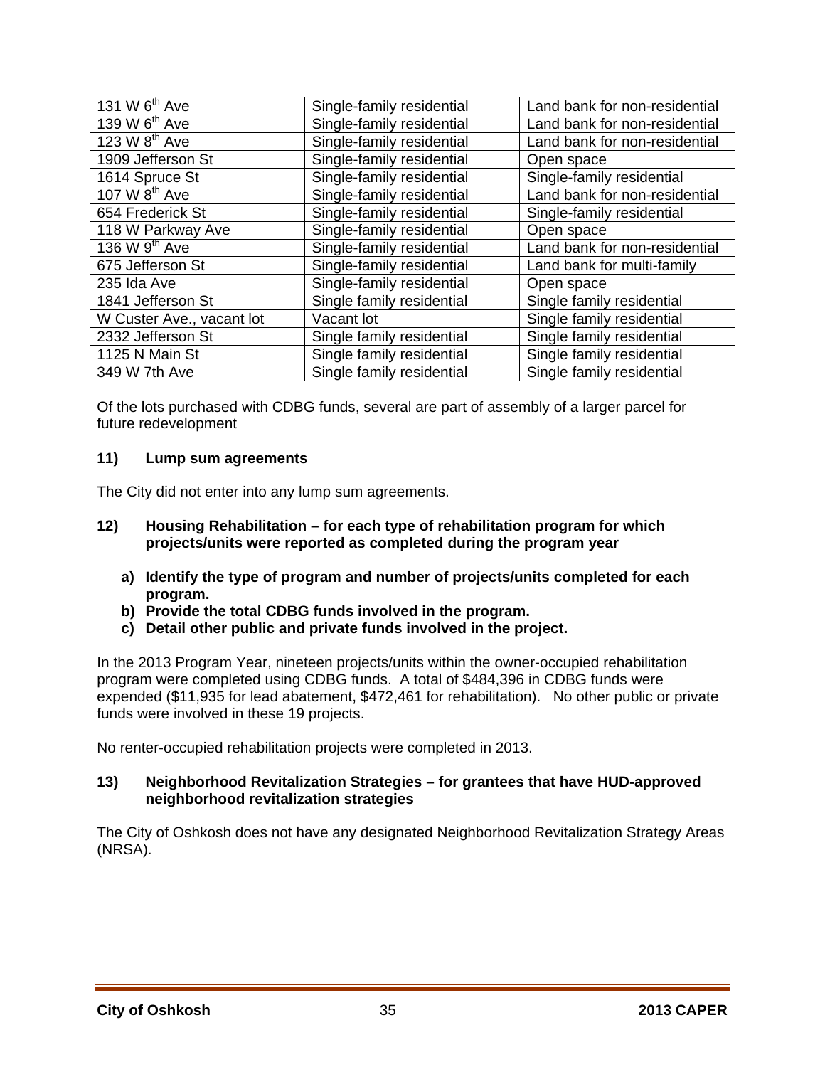| | | |
|---|---|---|
| 131 W 6th Ave | Single-family residential | Land bank for non-residential |
| 139 W 6th Ave | Single-family residential | Land bank for non-residential |
| 123 W 8th Ave | Single-family residential | Land bank for non-residential |
| 1909 Jefferson St | Single-family residential | Open space |
| 1614 Spruce St | Single-family residential | Single-family residential |
| 107 W 8th Ave | Single-family residential | Land bank for non-residential |
| 654 Frederick St | Single-family residential | Single-family residential |
| 118 W Parkway Ave | Single-family residential | Open space |
| 136 W 9th Ave | Single-family residential | Land bank for non-residential |
| 675 Jefferson St | Single-family residential | Land bank for multi-family |
| 235 Ida Ave | Single-family residential | Open space |
| 1841 Jefferson St | Single family residential | Single family residential |
| W Custer Ave., vacant lot | Vacant lot | Single family residential |
| 2332 Jefferson St | Single family residential | Single family residential |
| 1125 N Main St | Single family residential | Single family residential |
| 349 W 7th Ave | Single family residential | Single family residential |

Of the lots purchased with CDBG funds, several are part of assembly of a larger parcel for future redevelopment

### 11) Lump sum agreements

The City did not enter into any lump sum agreements.

### 12) Housing Rehabilitation – for each type of rehabilitation program for which projects/units were reported as completed during the program year

**a) Identify the type of program and number of projects/units completed for each program.**
**b) Provide the total CDBG funds involved in the program.**
**c) Detail other public and private funds involved in the project.**

In the 2013 Program Year, nineteen projects/units within the owner-occupied rehabilitation program were completed using CDBG funds. A total of $484,396 in CDBG funds were expended ($11,935 for lead abatement, $472,461 for rehabilitation). No other public or private funds were involved in these 19 projects.

No renter-occupied rehabilitation projects were completed in 2013.

### 13) Neighborhood Revitalization Strategies – for grantees that have HUD-approved neighborhood revitalization strategies

The City of Oshkosh does not have any designated Neighborhood Revitalization Strategy Areas (NRSA).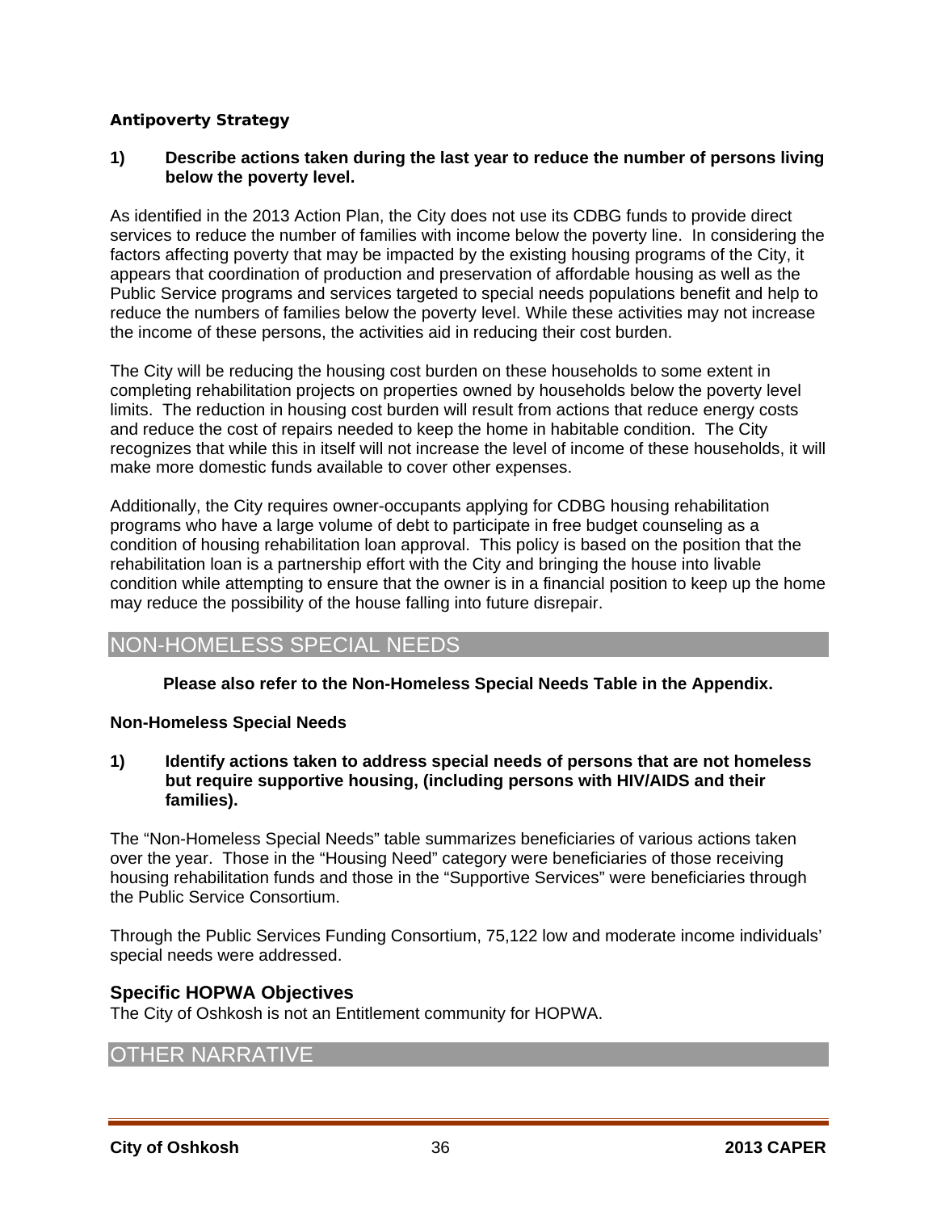### Antipoverty Strategy

**1) Describe actions taken during the last year to reduce the number of persons living below the poverty level.**

As identified in the 2013 Action Plan, the City does not use its CDBG funds to provide direct services to reduce the number of families with income below the poverty line. In considering the factors affecting poverty that may be impacted by the existing housing programs of the City, it appears that coordination of production and preservation of affordable housing as well as the Public Service programs and services targeted to special needs populations benefit and help to reduce the numbers of families below the poverty level. While these activities may not increase the income of these persons, the activities aid in reducing their cost burden.

The City will be reducing the housing cost burden on these households to some extent in completing rehabilitation projects on properties owned by households below the poverty level limits. The reduction in housing cost burden will result from actions that reduce energy costs and reduce the cost of repairs needed to keep the home in habitable condition. The City recognizes that while this in itself will not increase the level of income of these households, it will make more domestic funds available to cover other expenses.

Additionally, the City requires owner-occupants applying for CDBG housing rehabilitation programs who have a large volume of debt to participate in free budget counseling as a condition of housing rehabilitation loan approval. This policy is based on the position that the rehabilitation loan is a partnership effort with the City and bringing the house into livable condition while attempting to ensure that the owner is in a financial position to keep up the home may reduce the possibility of the house falling into future disrepair.

## NON-HOMELESS SPECIAL NEEDS

**Please also refer to the Non-Homeless Special Needs Table in the Appendix.**

### Non-Homeless Special Needs

**1) Identify actions taken to address special needs of persons that are not homeless but require supportive housing, (including persons with HIV/AIDS and their families).**

The "Non-Homeless Special Needs" table summarizes beneficiaries of various actions taken over the year. Those in the "Housing Need" category were beneficiaries of those receiving housing rehabilitation funds and those in the "Supportive Services" were beneficiaries through the Public Service Consortium.

Through the Public Services Funding Consortium, 75,122 low and moderate income individuals' special needs were addressed.

### Specific HOPWA Objectives

The City of Oshkosh is not an Entitlement community for HOPWA.

## OTHER NARRATIVE